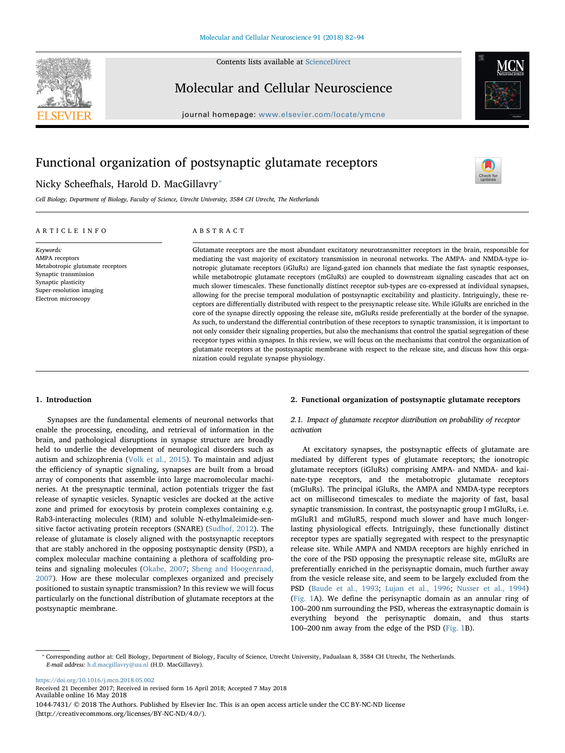# Functional organization of postsynaptic glutamate receptors

Nicky Scheefhals, Harold D. MacGillavry*

*Cell Biology, Department of Biology, Faculty of Science, Utrecht University, 3584 CH Utrecht, The Netherlands*

**ARTICLE INFO**

*Keywords:*
AMPA receptors
Metabotropic glutamate receptors
Synaptic transmission
Synaptic plasticity
Super-resolution imaging
Electron microscopy

**ABSTRACT**

Glutamate receptors are the most abundant excitatory neurotransmitter receptors in the brain, responsible for mediating the vast majority of excitatory transmission in neuronal networks. The AMPA- and NMDA-type ionotropic glutamate receptors (iGluRs) are ligand-gated ion channels that mediate the fast synaptic responses, while metabotropic glutamate receptors (mGluRs) are coupled to downstream signaling cascades that act on much slower timescales. These functionally distinct receptor sub-types are co-expressed at individual synapses, allowing for the precise temporal modulation of postsynaptic excitability and plasticity. Intriguingly, these receptors are differentially distributed with respect to the presynaptic release site. While iGluRs are enriched in the core of the synapse directly opposing the release site, mGluRs reside preferentially at the border of the synapse. As such, to understand the differential contribution of these receptors to synaptic transmission, it is important to not only consider their signaling properties, but also the mechanisms that control the spatial segregation of these receptor types within synapses. In this review, we will focus on the mechanisms that control the organization of glutamate receptors at the postsynaptic membrane with respect to the release site, and discuss how this organization could regulate synapse physiology.

## 1. Introduction

Synapses are the fundamental elements of neuronal networks that enable the processing, encoding, and retrieval of information in the brain, and pathological disruptions in synapse structure are broadly held to underlie the development of neurological disorders such as autism and schizophrenia (Volk et al., 2015). To maintain and adjust the efficiency of synaptic signaling, synapses are built from a broad array of components that assemble into large macromolecular machineries. At the presynaptic terminal, action potentials trigger the fast release of synaptic vesicles. Synaptic vesicles are docked at the active zone and primed for exocytosis by protein complexes containing e.g. Rab3-interacting molecules (RIM) and soluble N-ethylmaleimide-sensitive factor activating protein receptors (SNARE) (Sudhof, 2012). The release of glutamate is closely aligned with the postsynaptic receptors that are stably anchored in the opposing postsynaptic density (PSD), a complex molecular machine containing a plethora of scaffolding proteins and signaling molecules (Okabe, 2007; Sheng and Hoogenraad, 2007). How are these molecular complexes organized and precisely positioned to sustain synaptic transmission? In this review we will focus particularly on the functional distribution of glutamate receptors at the postsynaptic membrane.

## 2. Functional organization of postsynaptic glutamate receptors

### 2.1. Impact of glutamate receptor distribution on probability of receptor activation

At excitatory synapses, the postsynaptic effects of glutamate are mediated by different types of glutamate receptors; the ionotropic glutamate receptors (iGluRs) comprising AMPA- and NMDA- and kainate-type receptors, and the metabotropic glutamate receptors (mGluRs). The principal iGluRs, the AMPA and NMDA-type receptors act on millisecond timescales to mediate the majority of fast, basal synaptic transmission. In contrast, the postsynaptic group I mGluRs, i.e. mGluR1 and mGluR5, respond much slower and have much longer-lasting physiological effects. Intriguingly, these functionally distinct receptor types are spatially segregated with respect to the presynaptic release site. While AMPA and NMDA receptors are highly enriched in the core of the PSD opposing the presynaptic release site, mGluRs are preferentially enriched in the perisynaptic domain, much further away from the vesicle release site, and seem to be largely excluded from the PSD (Baude et al., 1993; Lujan et al., 1996; Nusser et al., 1994) (Fig. 1A). We define the perisynaptic domain as an annular ring of 100–200 nm surrounding the PSD, whereas the extrasynaptic domain is everything beyond the perisynaptic domain, and thus starts 100–200 nm away from the edge of the PSD (Fig. 1B).

---

* Corresponding author at: Cell Biology, Department of Biology, Faculty of Science, Utrecht University, Padualaan 8, 3584 CH Utrecht, The Netherlands.
*E-mail address:* h.d.macgillavry@uu.nl (H.D. MacGillavry).

https://doi.org/10.1016/j.mcn.2018.05.002
Received 21 December 2017; Received in revised form 16 April 2018; Accepted 7 May 2018
Available online 16 May 2018
1044-7431/ © 2018 The Authors. Published by Elsevier Inc. This is an open access article under the CC BY-NC-ND license (http://creativecommons.org/licenses/BY-NC-ND/4.0/).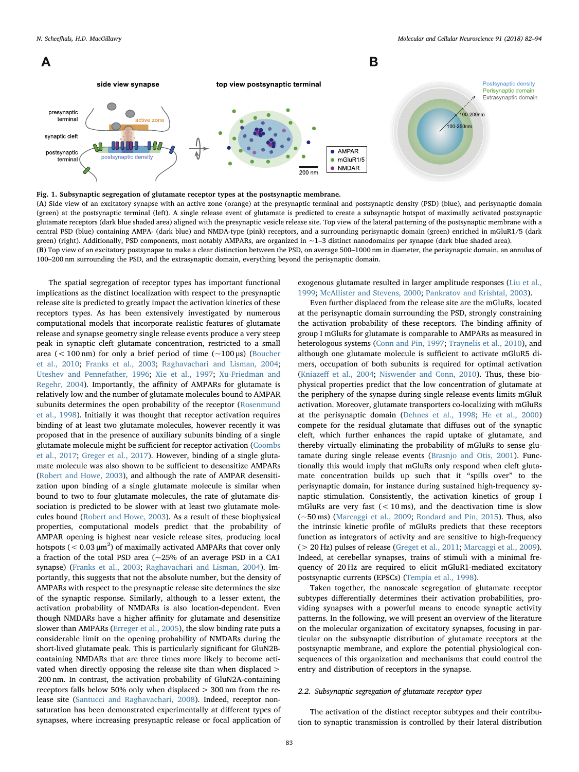**Fig. 1. Subsynaptic segregation of glutamate receptor types at the postsynaptic membrane.**

(**A**) Side view of an excitatory synapse with an active zone (orange) at the presynaptic terminal and postsynaptic density (PSD) (blue), and perisynaptic domain (green) at the postsynaptic terminal (left). A single release event of glutamate is predicted to create a subsynaptic hotspot of maximally activated postsynaptic glutamate receptors (dark blue shaded area) aligned with the presynaptic vesicle release site. Top view of the lateral patterning of the postsynaptic membrane with a central PSD (blue) containing AMPA- (dark blue) and NMDA-type (pink) receptors, and a surrounding perisynaptic domain (green) enriched in mGluR1/5 (dark green) (right). Additionally, PSD components, most notably AMPARs, are organized in ~1–3 distinct nanodomains per synapse (dark blue shaded area).

(**B**) Top view of an excitatory postsynapse to make a clear distinction between the PSD, on average 500–1000 nm in diameter, the perisynaptic domain, an annulus of 100–200 nm surrounding the PSD, and the extrasynaptic domain, everything beyond the perisynaptic domain.

The spatial segregation of receptor types has important functional implications as the distinct localization with respect to the presynaptic release site is predicted to greatly impact the activation kinetics of these receptors types. As has been extensively investigated by numerous computational models that incorporate realistic features of glutamate release and synapse geometry single release events produce a very steep peak in synaptic cleft glutamate concentration, restricted to a small area (< 100 nm) for only a brief period of time (~100 µs) (Boucher et al., 2010; Franks et al., 2003; Raghavachari and Lisman, 2004; Uteshev and Pennefather, 1996; Xie et al., 1997; Xu-Friedman and Regehr, 2004). Importantly, the affinity of AMPARs for glutamate is relatively low and the number of glutamate molecules bound to AMPAR subunits determines the open probability of the receptor (Rosenmund et al., 1998). Initially it was thought that receptor activation requires binding of at least two glutamate molecules, however recently it was proposed that in the presence of auxiliary subunits binding of a single glutamate molecule might be sufficient for receptor activation (Coombs et al., 2017; Greger et al., 2017). However, binding of a single glutamate molecule was also shown to be sufficient to desensitize AMPARs (Robert and Howe, 2003), and although the rate of AMPAR desensitization upon binding of a single glutamate molecule is similar when bound to two to four glutamate molecules, the rate of glutamate dissociation is predicted to be slower with at least two glutamate molecules bound (Robert and Howe, 2003). As a result of these biophysical properties, computational models predict that the probability of AMPAR opening is highest near vesicle release sites, producing local hotspots (< 0.03 µm$^2$) of maximally activated AMPARs that cover only a fraction of the total PSD area (~25% of an average PSD in a CA1 synapse) (Franks et al., 2003; Raghavachari and Lisman, 2004). Importantly, this suggests that not the absolute number, but the density of AMPARs with respect to the presynaptic release site determines the size of the synaptic response. Similarly, although to a lesser extent, the activation probability of NMDARs is also location-dependent. Even though NMDARs have a higher affinity for glutamate and desensitize slower than AMPARs (Erreger et al., 2005), the slow binding rate puts a considerable limit on the opening probability of NMDARs during the short-lived glutamate peak. This is particularly significant for GluN2B-containing NMDARs that are three times more likely to become activated when directly opposing the release site than when displaced > 200 nm. In contrast, the activation probability of GluN2A-containing receptors falls below 50% only when displaced > 300 nm from the release site (Santucci and Raghavachari, 2008). Indeed, receptor non-saturation has been demonstrated experimentally at different types of synapses, where increasing presynaptic release or focal application of exogenous glutamate resulted in larger amplitude responses (Liu et al., 1999; McAllister and Stevens, 2000; Pankratov and Krishtal, 2003).

Even further displaced from the release site are the mGluRs, located at the perisynaptic domain surrounding the PSD, strongly constraining the activation probability of these receptors. The binding affinity of group I mGluRs for glutamate is comparable to AMPARs as measured in heterologous systems (Conn and Pin, 1997; Traynelis et al., 2010), and although one glutamate molecule is sufficient to activate mGluR5 dimers, occupation of both subunits is required for optimal activation (Kniazeff et al., 2004; Niswender and Conn, 2010). Thus, these biophysical properties predict that the low concentration of glutamate at the periphery of the synapse during single release events limits mGluR activation. Moreover, glutamate transporters co-localizing with mGluRs at the perisynaptic domain (Dehnes et al., 1998; He et al., 2000) compete for the residual glutamate that diffuses out of the synaptic cleft, which further enhances the rapid uptake of glutamate, and thereby virtually eliminating the probability of mGluRs to sense glutamate during single release events (Brasnjo and Otis, 2001). Functionally this would imply that mGluRs only respond when cleft glutamate concentration builds up such that it "spills over" to the perisynaptic domain, for instance during sustained high-frequency synaptic stimulation. Consistently, the activation kinetics of group I mGluRs are very fast (< 10 ms), and the deactivation time is slow (~50 ms) (Marcaggi et al., 2009; Rondard and Pin, 2015). Thus, also the intrinsic kinetic profile of mGluRs predicts that these receptors function as integrators of activity and are sensitive to high-frequency (> 20 Hz) pulses of release (Greget et al., 2011; Marcaggi et al., 2009). Indeed, at cerebellar synapses, trains of stimuli with a minimal frequency of 20 Hz are required to elicit mGluR1-mediated excitatory postsynaptic currents (EPSCs) (Tempia et al., 1998).

Taken together, the nanoscale segregation of glutamate receptor subtypes differentially determines their activation probabilities, providing synapses with a powerful means to encode synaptic activity patterns. In the following, we will present an overview of the literature on the molecular organization of excitatory synapses, focusing in particular on the subsynaptic distribution of glutamate receptors at the postsynaptic membrane, and explore the potential physiological consequences of this organization and mechanisms that could control the entry and distribution of receptors in the synapse.

### *2.2. Subsynaptic segregation of glutamate receptor types*

The activation of the distinct receptor subtypes and their contribution to synaptic transmission is controlled by their lateral distribution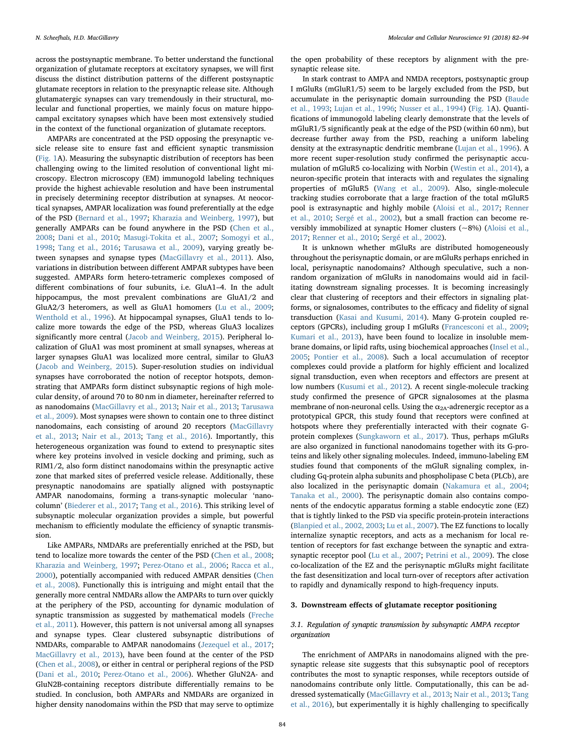across the postsynaptic membrane. To better understand the functional organization of glutamate receptors at excitatory synapses, we will first discuss the distinct distribution patterns of the different postsynaptic glutamate receptors in relation to the presynaptic release site. Although glutamatergic synapses can vary tremendously in their structural, molecular and functional properties, we mainly focus on mature hippocampal excitatory synapses which have been most extensively studied in the context of the functional organization of glutamate receptors.

AMPARs are concentrated at the PSD opposing the presynaptic vesicle release site to ensure fast and efficient synaptic transmission (Fig. 1A). Measuring the subsynaptic distribution of receptors has been challenging owing to the limited resolution of conventional light microscopy. Electron microscopy (EM) immunogold labeling techniques provide the highest achievable resolution and have been instrumental in precisely determining receptor distribution at synapses. At neocortical synapses, AMPAR localization was found preferentially at the edge of the PSD (Bernard et al., 1997; Kharazia and Weinberg, 1997), but generally AMPARs can be found anywhere in the PSD (Chen et al., 2008; Dani et al., 2010; Masugi-Tokita et al., 2007; Somogyi et al., 1998; Tang et al., 2016; Tarusawa et al., 2009), varying greatly between synapses and synapse types (MacGillavry et al., 2011). Also, variations in distribution between different AMPAR subtypes have been suggested. AMPARs form hetero-tetrameric complexes composed of different combinations of four subunits, i.e. GluA1–4. In the adult hippocampus, the most prevalent combinations are GluA1/2 and GluA2/3 heteromers, as well as GluA1 homomers (Lu et al., 2009; Wenthold et al., 1996). At hippocampal synapses, GluA1 tends to localize more towards the edge of the PSD, whereas GluA3 localizes significantly more central (Jacob and Weinberg, 2015). Peripheral localization of GluA1 was most prominent at small synapses, whereas at larger synapses GluA1 was localized more central, similar to GluA3 (Jacob and Weinberg, 2015). Super-resolution studies on individual synapses have corroborated the notion of receptor hotspots, demonstrating that AMPARs form distinct subsynaptic regions of high molecular density, of around 70 to 80 nm in diameter, hereinafter referred to as nanodomains (MacGillavry et al., 2013; Nair et al., 2013; Tarusawa et al., 2009). Most synapses were shown to contain one to three distinct nanodomains, each consisting of around 20 receptors (MacGillavry et al., 2013; Nair et al., 2013; Tang et al., 2016). Importantly, this heterogeneous organization was found to extend to presynaptic sites where key proteins involved in vesicle docking and priming, such as RIM1/2, also form distinct nanodomains within the presynaptic active zone that marked sites of preferred vesicle release. Additionally, these presynaptic nanodomains are spatially aligned with postsynaptic AMPAR nanodomains, forming a trans-synaptic molecular 'nanocolumn' (Biederer et al., 2017; Tang et al., 2016). This striking level of subsynaptic molecular organization provides a simple, but powerful mechanism to efficiently modulate the efficiency of synaptic transmission.

Like AMPARs, NMDARs are preferentially enriched at the PSD, but tend to localize more towards the center of the PSD (Chen et al., 2008; Kharazia and Weinberg, 1997; Perez-Otano et al., 2006; Racca et al., 2000), potentially accompanied with reduced AMPAR densities (Chen et al., 2008). Functionally this is intriguing and might entail that the generally more central NMDARs allow the AMPARs to turn over quickly at the periphery of the PSD, accounting for dynamic modulation of synaptic transmission as suggested by mathematical models (Freche et al., 2011). However, this pattern is not universal among all synapses and synapse types. Clear clustered subsynaptic distributions of NMDARs, comparable to AMPAR nanodomains (Jezequel et al., 2017; MacGillavry et al., 2013), have been found at the center of the PSD (Chen et al., 2008), or either in central or peripheral regions of the PSD (Dani et al., 2010; Perez-Otano et al., 2006). Whether GluN2A- and GluN2B-containing receptors distribute differentially remains to be studied. In conclusion, both AMPARs and NMDARs are organized in higher density nanodomains within the PSD that may serve to optimize the open probability of these receptors by alignment with the presynaptic release site.

In stark contrast to AMPA and NMDA receptors, postsynaptic group I mGluRs (mGluR1/5) seem to be largely excluded from the PSD, but accumulate in the perisynaptic domain surrounding the PSD (Baude et al., 1993; Lujan et al., 1996; Nusser et al., 1994) (Fig. 1A). Quantifications of immunogold labeling clearly demonstrate that the levels of mGluR1/5 significantly peak at the edge of the PSD (within 60 nm), but decrease further away from the PSD, reaching a uniform labeling density at the extrasynaptic dendritic membrane (Lujan et al., 1996). A more recent super-resolution study confirmed the perisynaptic accumulation of mGluR5 co-localizing with Norbin (Westin et al., 2014), a neuron-specific protein that interacts with and regulates the signaling properties of mGluR5 (Wang et al., 2009). Also, single-molecule tracking studies corroborate that a large fraction of the total mGluR5 pool is extrasynaptic and highly mobile (Aloisi et al., 2017; Renner et al., 2010; Sergé et al., 2002), but a small fraction can become reversibly immobilized at synaptic Homer clusters (~8%) (Aloisi et al., 2017; Renner et al., 2010; Sergé et al., 2002).

It is unknown whether mGluRs are distributed homogeneously throughout the perisynaptic domain, or are mGluRs perhaps enriched in local, perisynaptic nanodomains? Although speculative, such a non-random organization of mGluRs in nanodomains would aid in facilitating downstream signaling processes. It is becoming increasingly clear that clustering of receptors and their effectors in signaling platforms, or signalosomes, contributes to the efficacy and fidelity of signal transduction (Kasai and Kusumi, 2014). Many G-protein coupled receptors (GPCRs), including group I mGluRs (Francesconi et al., 2009; Kumari et al., 2013), have been found to localize in insoluble membrane domains, or lipid rafts, using biochemical approaches (Insel et al., 2005; Pontier et al., 2008). Such a local accumulation of receptor complexes could provide a platform for highly efficient and localized signal transduction, even when receptors and effectors are present at low numbers (Kusumi et al., 2012). A recent single-molecule tracking study confirmed the presence of GPCR signalosomes at the plasma membrane of non-neuronal cells. Using the $\alpha_{2A}$-adrenergic receptor as a prototypical GPCR, this study found that receptors were confined at hotspots where they preferentially interacted with their cognate G-protein complexes (Sungkaworn et al., 2017). Thus, perhaps mGluRs are also organized in functional nanodomains together with its G-proteins and likely other signaling molecules. Indeed, immuno-labeling EM studies found that components of the mGluR signaling complex, including Gq-protein alpha subunits and phospholipase C beta (PLCb), are also localized in the perisynaptic domain (Nakamura et al., 2004; Tanaka et al., 2000). The perisynaptic domain also contains components of the endocytic apparatus forming a stable endocytic zone (EZ) that is tightly linked to the PSD via specific protein-protein interactions (Blanpied et al., 2002, 2003; Lu et al., 2007). The EZ functions to locally internalize synaptic receptors, and acts as a mechanism for local retention of receptors for fast exchange between the synaptic and extrasynaptic receptor pool (Lu et al., 2007; Petrini et al., 2009). The close co-localization of the EZ and the perisynaptic mGluRs might facilitate the fast desensitization and local turn-over of receptors after activation to rapidly and dynamically respond to high-frequency inputs.

## 3. Downstream effects of glutamate receptor positioning

### 3.1. Regulation of synaptic transmission by subsynaptic AMPA receptor organization

The enrichment of AMPARs in nanodomains aligned with the presynaptic release site suggests that this subsynaptic pool of receptors contributes the most to synaptic responses, while receptors outside of nanodomains contribute only little. Computationally, this can be addressed systematically (MacGillavry et al., 2013; Nair et al., 2013; Tang et al., 2016), but experimentally it is highly challenging to specifically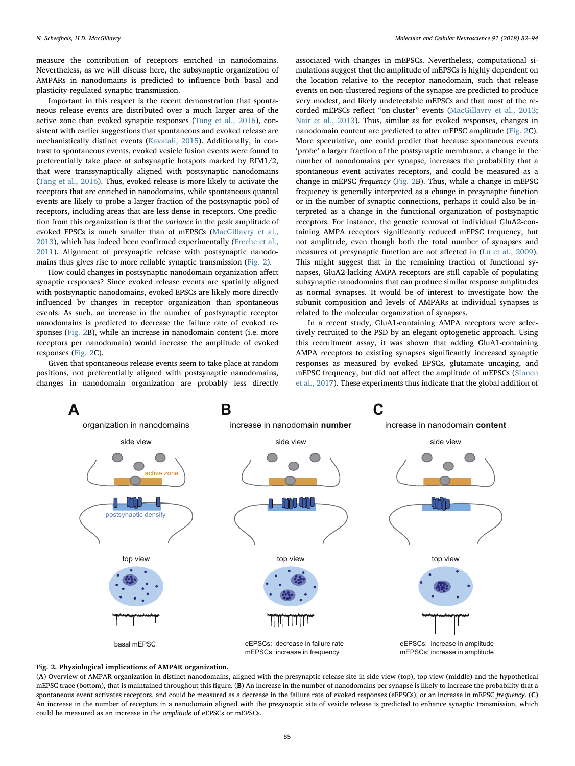measure the contribution of receptors enriched in nanodomains. Nevertheless, as we will discuss here, the subsynaptic organization of AMPARs in nanodomains is predicted to influence both basal and plasticity-regulated synaptic transmission.

Important in this respect is the recent demonstration that spontaneous release events are distributed over a much larger area of the active zone than evoked synaptic responses (Tang et al., 2016), consistent with earlier suggestions that spontaneous and evoked release are mechanistically distinct events (Kavalali, 2015). Additionally, in contrast to spontaneous events, evoked vesicle fusion events were found to preferentially take place at subsynaptic hotspots marked by RIM1/2, that were transsynaptically aligned with postsynaptic nanodomains (Tang et al., 2016). Thus, evoked release is more likely to activate the receptors that are enriched in nanodomains, while spontaneous quantal events are likely to probe a larger fraction of the postsynaptic pool of receptors, including areas that are less dense in receptors. One prediction from this organization is that the *variance* in the peak amplitude of evoked EPSCs is much smaller than of mEPSCs (MacGillavry et al., 2013), which has indeed been confirmed experimentally (Freche et al., 2011). Alignment of presynaptic release with postsynaptic nanodomains thus gives rise to more reliable synaptic transmission (Fig. 2).

How could changes in postsynaptic nanodomain organization affect synaptic responses? Since evoked release events are spatially aligned with postsynaptic nanodomains, evoked EPSCs are likely more directly influenced by changes in receptor organization than spontaneous events. As such, an increase in the number of postsynaptic receptor nanodomains is predicted to decrease the failure rate of evoked responses (Fig. 2B), while an increase in nanodomain content (i.e. more receptors per nanodomain) would increase the amplitude of evoked responses (Fig. 2C).

Given that spontaneous release events seem to take place at random positions, not preferentially aligned with postsynaptic nanodomains, changes in nanodomain organization are probably less directly associated with changes in mEPSCs. Nevertheless, computational simulations suggest that the amplitude of mEPSCs is highly dependent on the location relative to the receptor nanodomain, such that release events on non-clustered regions of the synapse are predicted to produce very modest, and likely undetectable mEPSCs and that most of the recorded mEPSCs reflect "on-cluster" events (MacGillavry et al., 2013; Nair et al., 2013). Thus, similar as for evoked responses, changes in nanodomain content are predicted to alter mEPSC amplitude (Fig. 2C). More speculative, one could predict that because spontaneous events 'probe' a larger fraction of the postsynaptic membrane, a change in the number of nanodomains per synapse, increases the probability that a spontaneous event activates receptors, and could be measured as a change in mEPSC *frequency* (Fig. 2B). Thus, while a change in mEPSC frequency is generally interpreted as a change in presynaptic function or in the number of synaptic connections, perhaps it could also be interpreted as a change in the functional organization of postsynaptic receptors. For instance, the genetic removal of individual GluA2-containing AMPA receptors significantly reduced mEPSC frequency, but not amplitude, even though both the total number of synapses and measures of presynaptic function are not affected in (Lu et al., 2009). This might suggest that in the remaining fraction of functional synapses, GluA2-lacking AMPA receptors are still capable of populating subsynaptic nanodomains that can produce similar response amplitudes as normal synapses. It would be of interest to investigate how the subunit composition and levels of AMPARs at individual synapses is related to the molecular organization of synapses.

In a recent study, GluA1-containing AMPA receptors were selectively recruited to the PSD by an elegant optogenetic approach. Using this recruitment assay, it was shown that adding GluA1-containing AMPA receptors to existing synapses significantly increased synaptic responses as measured by evoked EPSCs, glutamate uncaging, and mEPSC frequency, but did not affect the amplitude of mEPSCs (Sinnen et al., 2017). These experiments thus indicate that the global addition of

**Fig. 2. Physiological implications of AMPAR organization.**
(**A**) Overview of AMPAR organization in distinct nanodomains, aligned with the presynaptic release site in side view (top), top view (middle) and the hypothetical mEPSC trace (bottom), that is maintained throughout this figure. (**B**) An increase in the number of nanodomains per synapse is likely to increase the probability that a spontaneous event activates receptors, and could be measured as a decrease in the failure rate of evoked responses (eEPSCs), or an increase in mEPSC *frequency*. (**C**) An increase in the number of receptors in a nanodomain aligned with the presynaptic site of vesicle release is predicted to enhance synaptic transmission, which could be measured as an increase in the *amplitude* of eEPSCs or mEPSCs.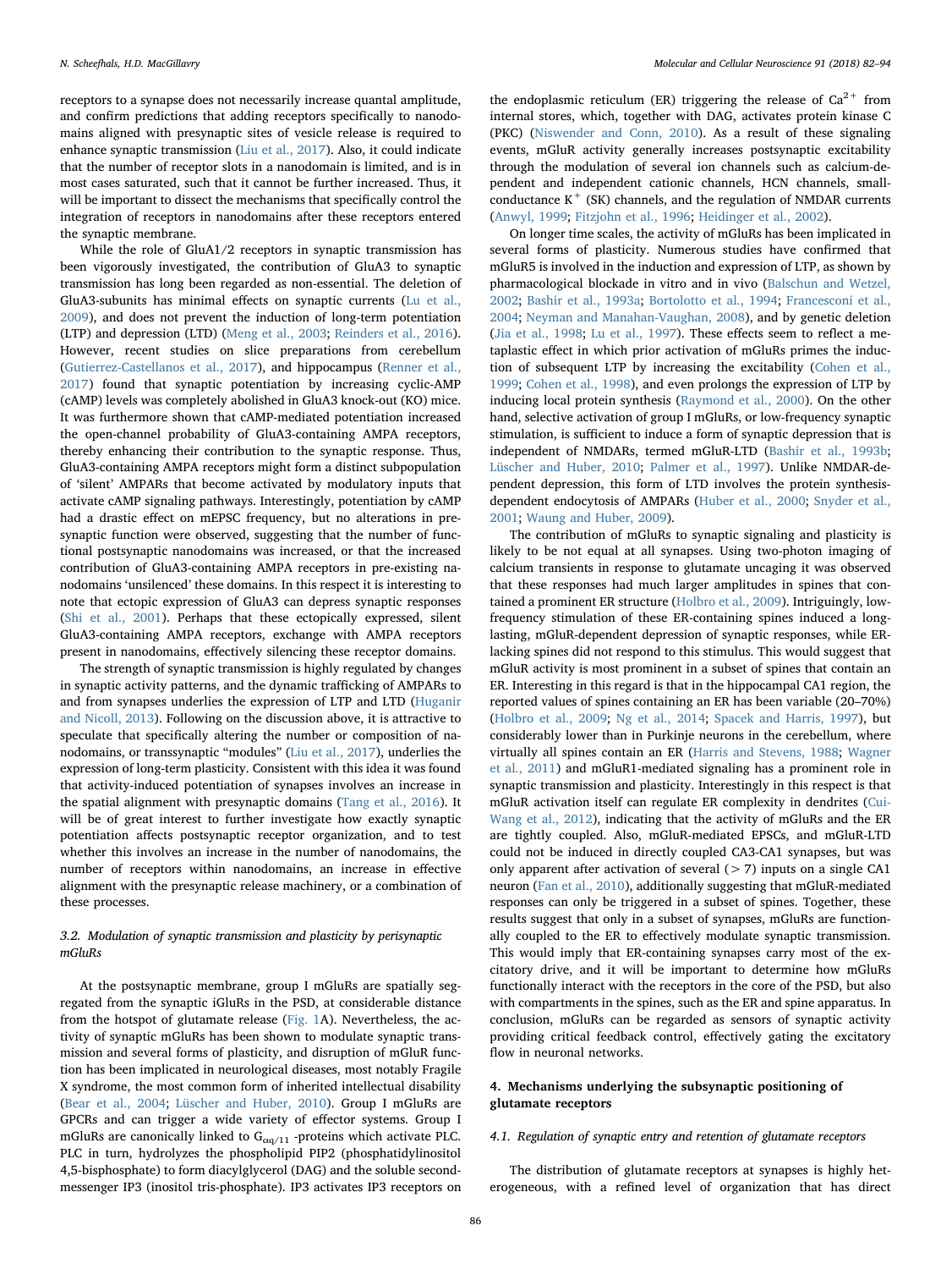receptors to a synapse does not necessarily increase quantal amplitude, and confirm predictions that adding receptors specifically to nanodomains aligned with presynaptic sites of vesicle release is required to enhance synaptic transmission (Liu et al., 2017). Also, it could indicate that the number of receptor slots in a nanodomain is limited, and is in most cases saturated, such that it cannot be further increased. Thus, it will be important to dissect the mechanisms that specifically control the integration of receptors in nanodomains after these receptors entered the synaptic membrane.

While the role of GluA1/2 receptors in synaptic transmission has been vigorously investigated, the contribution of GluA3 to synaptic transmission has long been regarded as non-essential. The deletion of GluA3-subunits has minimal effects on synaptic currents (Lu et al., 2009), and does not prevent the induction of long-term potentiation (LTP) and depression (LTD) (Meng et al., 2003; Reinders et al., 2016). However, recent studies on slice preparations from cerebellum (Gutierrez-Castellanos et al., 2017), and hippocampus (Renner et al., 2017) found that synaptic potentiation by increasing cyclic-AMP (cAMP) levels was completely abolished in GluA3 knock-out (KO) mice. It was furthermore shown that cAMP-mediated potentiation increased the open-channel probability of GluA3-containing AMPA receptors, thereby enhancing their contribution to the synaptic response. Thus, GluA3-containing AMPA receptors might form a distinct subpopulation of 'silent' AMPARs that become activated by modulatory inputs that activate cAMP signaling pathways. Interestingly, potentiation by cAMP had a drastic effect on mEPSC frequency, but no alterations in presynaptic function were observed, suggesting that the number of functional postsynaptic nanodomains was increased, or that the increased contribution of GluA3-containing AMPA receptors in pre-existing nanodomains 'unsilenced' these domains. In this respect it is interesting to note that ectopic expression of GluA3 can depress synaptic responses (Shi et al., 2001). Perhaps that these ectopically expressed, silent GluA3-containing AMPA receptors, exchange with AMPA receptors present in nanodomains, effectively silencing these receptor domains.

The strength of synaptic transmission is highly regulated by changes in synaptic activity patterns, and the dynamic trafficking of AMPARs to and from synapses underlies the expression of LTP and LTD (Huganir and Nicoll, 2013). Following on the discussion above, it is attractive to speculate that specifically altering the number or composition of nanodomains, or transsynaptic "modules" (Liu et al., 2017), underlies the expression of long-term plasticity. Consistent with this idea it was found that activity-induced potentiation of synapses involves an increase in the spatial alignment with presynaptic domains (Tang et al., 2016). It will be of great interest to further investigate how exactly synaptic potentiation affects postsynaptic receptor organization, and to test whether this involves an increase in the number of nanodomains, the number of receptors within nanodomains, an increase in effective alignment with the presynaptic release machinery, or a combination of these processes.

### 3.2. Modulation of synaptic transmission and plasticity by perisynaptic mGluRs

At the postsynaptic membrane, group I mGluRs are spatially segregated from the synaptic iGluRs in the PSD, at considerable distance from the hotspot of glutamate release (Fig. 1A). Nevertheless, the activity of synaptic mGluRs has been shown to modulate synaptic transmission and several forms of plasticity, and disruption of mGluR function has been implicated in neurological diseases, most notably Fragile X syndrome, the most common form of inherited intellectual disability (Bear et al., 2004; Lüscher and Huber, 2010). Group I mGluRs are GPCRs and can trigger a wide variety of effector systems. Group I mGluRs are canonically linked to $G_{\alpha q/11}$ -proteins which activate PLC. PLC in turn, hydrolyzes the phospholipid PIP2 (phosphatidylinositol 4,5-bisphosphate) to form diacylglycerol (DAG) and the soluble second-messenger IP3 (inositol tris-phosphate). IP3 activates IP3 receptors on the endoplasmic reticulum (ER) triggering the release of $Ca^{2+}$ from internal stores, which, together with DAG, activates protein kinase C (PKC) (Niswender and Conn, 2010). As a result of these signaling events, mGluR activity generally increases postsynaptic excitability through the modulation of several ion channels such as calcium-dependent and independent cationic channels, HCN channels, small-conductance $K^+$ (SK) channels, and the regulation of NMDAR currents (Anwyl, 1999; Fitzjohn et al., 1996; Heidinger et al., 2002).

On longer time scales, the activity of mGluRs has been implicated in several forms of plasticity. Numerous studies have confirmed that mGluR5 is involved in the induction and expression of LTP, as shown by pharmacological blockade in vitro and in vivo (Balschun and Wetzel, 2002; Bashir et al., 1993a; Bortolotto et al., 1994; Francesconi et al., 2004; Neyman and Manahan-Vaughan, 2008), and by genetic deletion (Jia et al., 1998; Lu et al., 1997). These effects seem to reflect a metaplastic effect in which prior activation of mGluRs primes the induction of subsequent LTP by increasing the excitability (Cohen et al., 1999; Cohen et al., 1998), and even prolongs the expression of LTP by inducing local protein synthesis (Raymond et al., 2000). On the other hand, selective activation of group I mGluRs, or low-frequency synaptic stimulation, is sufficient to induce a form of synaptic depression that is independent of NMDARs, termed mGluR-LTD (Bashir et al., 1993b; Lüscher and Huber, 2010; Palmer et al., 1997). Unlike NMDAR-dependent depression, this form of LTD involves the protein synthesis-dependent endocytosis of AMPARs (Huber et al., 2000; Snyder et al., 2001; Waung and Huber, 2009).

The contribution of mGluRs to synaptic signaling and plasticity is likely to be not equal at all synapses. Using two-photon imaging of calcium transients in response to glutamate uncaging it was observed that these responses had much larger amplitudes in spines that contained a prominent ER structure (Holbro et al., 2009). Intriguingly, low-frequency stimulation of these ER-containing spines induced a long-lasting, mGluR-dependent depression of synaptic responses, while ER-lacking spines did not respond to this stimulus. This would suggest that mGluR activity is most prominent in a subset of spines that contain an ER. Interesting in this regard is that in the hippocampal CA1 region, the reported values of spines containing an ER has been variable (20–70%) (Holbro et al., 2009; Ng et al., 2014; Spacek and Harris, 1997), but considerably lower than in Purkinje neurons in the cerebellum, where virtually all spines contain an ER (Harris and Stevens, 1988; Wagner et al., 2011) and mGluR1-mediated signaling has a prominent role in synaptic transmission and plasticity. Interestingly in this respect is that mGluR activation itself can regulate ER complexity in dendrites (Cui-Wang et al., 2012), indicating that the activity of mGluRs and the ER are tightly coupled. Also, mGluR-mediated EPSCs, and mGluR-LTD could not be induced in directly coupled CA3-CA1 synapses, but was only apparent after activation of several (> 7) inputs on a single CA1 neuron (Fan et al., 2010), additionally suggesting that mGluR-mediated responses can only be triggered in a subset of spines. Together, these results suggest that only in a subset of synapses, mGluRs are functionally coupled to the ER to effectively modulate synaptic transmission. This would imply that ER-containing synapses carry most of the excitatory drive, and it will be important to determine how mGluRs functionally interact with the receptors in the core of the PSD, but also with compartments in the spines, such as the ER and spine apparatus. In conclusion, mGluRs can be regarded as sensors of synaptic activity providing critical feedback control, effectively gating the excitatory flow in neuronal networks.

## 4. Mechanisms underlying the subsynaptic positioning of glutamate receptors

### 4.1. Regulation of synaptic entry and retention of glutamate receptors

The distribution of glutamate receptors at synapses is highly heterogeneous, with a refined level of organization that has direct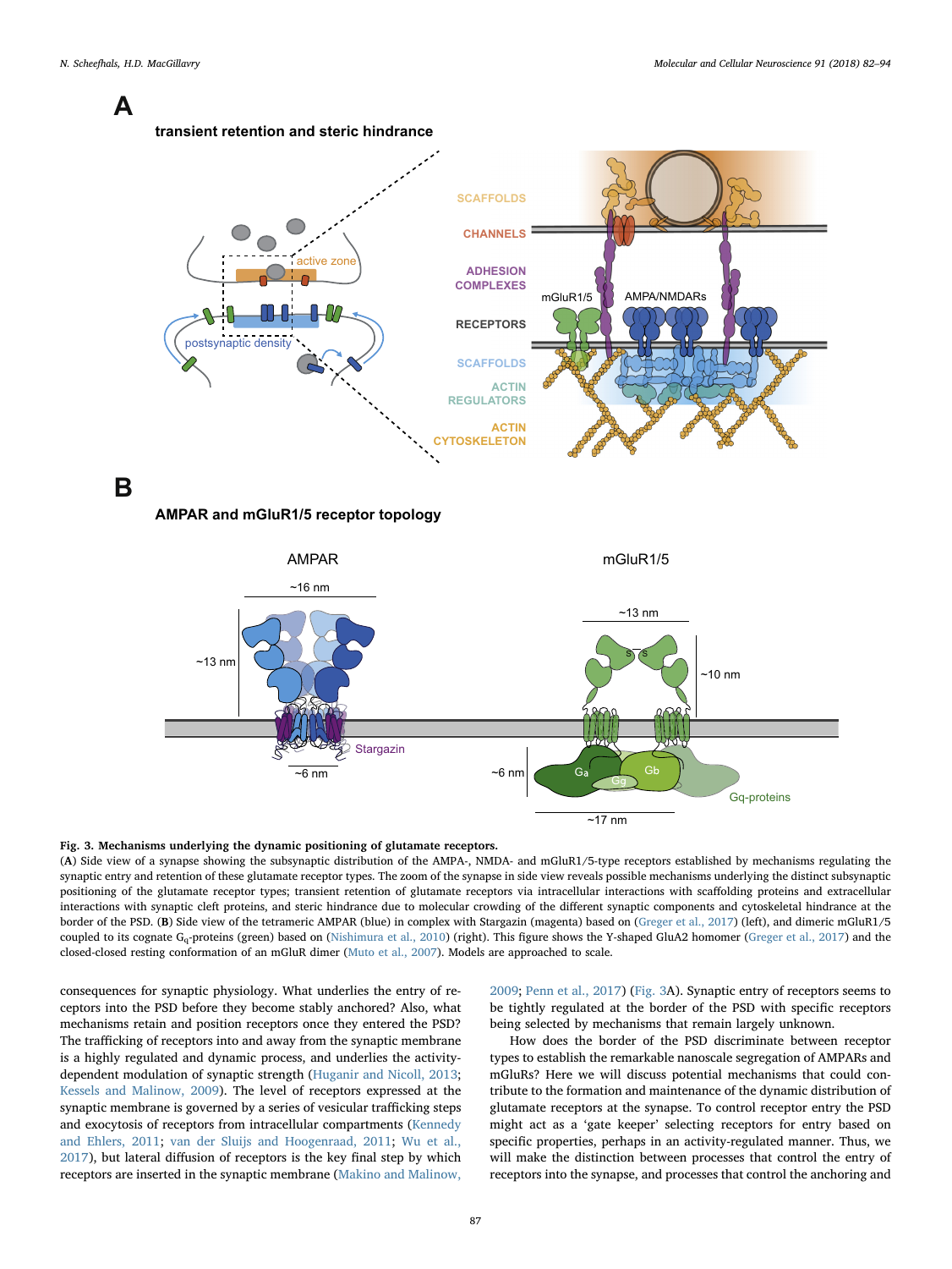**Fig. 3. Mechanisms underlying the dynamic positioning of glutamate receptors.**
(**A**) Side view of a synapse showing the subsynaptic distribution of the AMPA-, NMDA- and mGluR1/5-type receptors established by mechanisms regulating the synaptic entry and retention of these glutamate receptor types. The zoom of the synapse in side view reveals possible mechanisms underlying the distinct subsynaptic positioning of the glutamate receptor types; transient retention of glutamate receptors via intracellular interactions with scaffolding proteins and extracellular interactions with synaptic cleft proteins, and steric hindrance due to molecular crowding of the different synaptic components and cytoskeletal hindrance at the border of the PSD. (**B**) Side view of the tetrameric AMPAR (blue) in complex with Stargazin (magenta) based on (Greger et al., 2017) (left), and dimeric mGluR1/5 coupled to its cognate $G_q$-proteins (green) based on (Nishimura et al., 2010) (right). This figure shows the Y-shaped GluA2 homomer (Greger et al., 2017) and the closed-closed resting conformation of an mGluR dimer (Muto et al., 2007). Models are approached to scale.

consequences for synaptic physiology. What underlies the entry of receptors into the PSD before they become stably anchored? Also, what mechanisms retain and position receptors once they entered the PSD? The trafficking of receptors into and away from the synaptic membrane is a highly regulated and dynamic process, and underlies the activity-dependent modulation of synaptic strength (Huganir and Nicoll, 2013; Kessels and Malinow, 2009). The level of receptors expressed at the synaptic membrane is governed by a series of vesicular trafficking steps and exocytosis of receptors from intracellular compartments (Kennedy and Ehlers, 2011; van der Sluijs and Hoogenraad, 2011; Wu et al., 2017), but lateral diffusion of receptors is the key final step by which receptors are inserted in the synaptic membrane (Makino and Malinow, 2009; Penn et al., 2017) (Fig. 3A). Synaptic entry of receptors seems to be tightly regulated at the border of the PSD with specific receptors being selected by mechanisms that remain largely unknown.

How does the border of the PSD discriminate between receptor types to establish the remarkable nanoscale segregation of AMPARs and mGluRs? Here we will discuss potential mechanisms that could contribute to the formation and maintenance of the dynamic distribution of glutamate receptors at the synapse. To control receptor entry the PSD might act as a 'gate keeper' selecting receptors for entry based on specific properties, perhaps in an activity-regulated manner. Thus, we will make the distinction between processes that control the entry of receptors into the synapse, and processes that control the anchoring and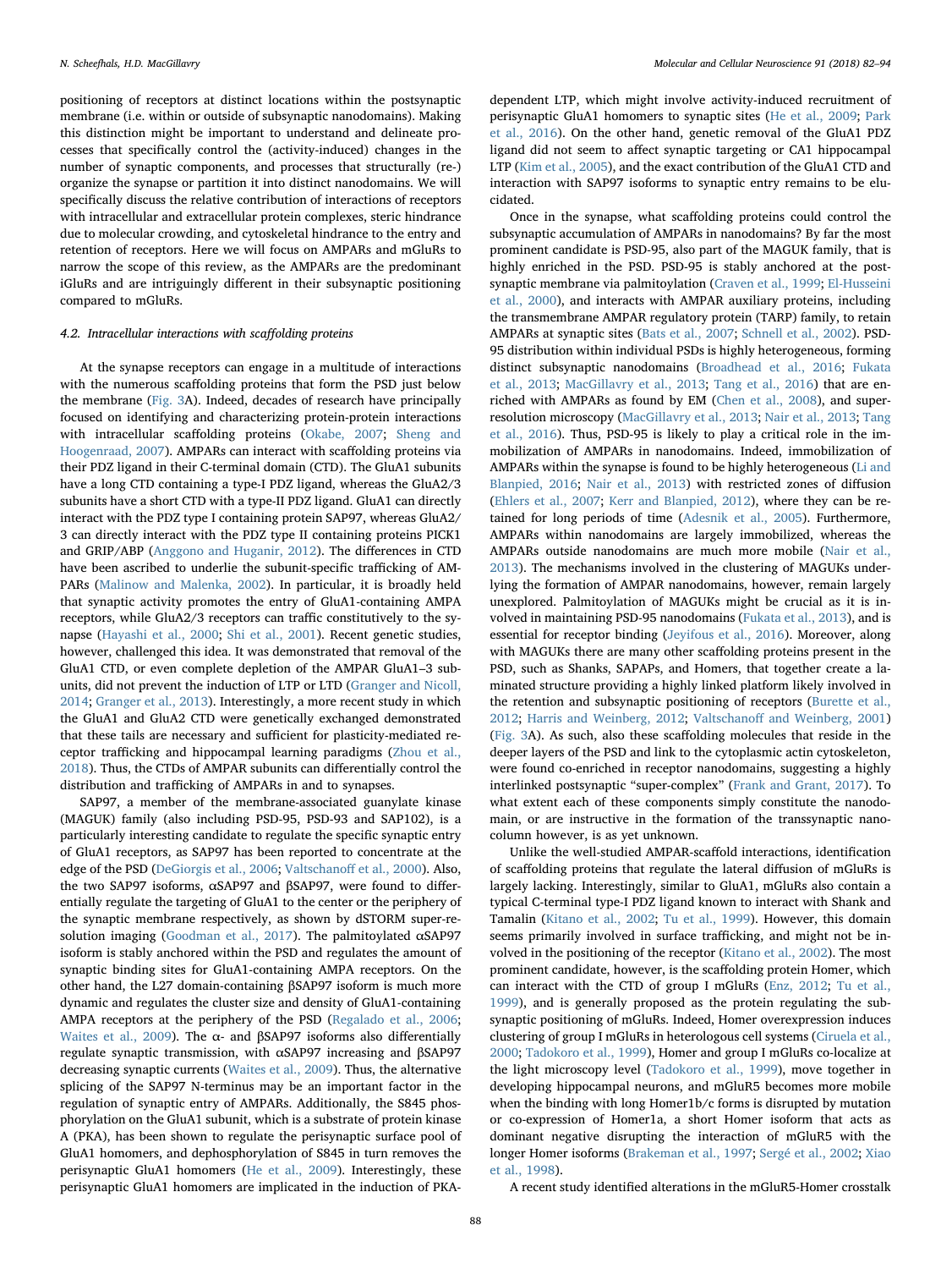positioning of receptors at distinct locations within the postsynaptic membrane (i.e. within or outside of subsynaptic nanodomains). Making this distinction might be important to understand and delineate processes that specifically control the (activity-induced) changes in the number of synaptic components, and processes that structurally (re-) organize the synapse or partition it into distinct nanodomains. We will specifically discuss the relative contribution of interactions of receptors with intracellular and extracellular protein complexes, steric hindrance due to molecular crowding, and cytoskeletal hindrance to the entry and retention of receptors. Here we will focus on AMPARs and mGluRs to narrow the scope of this review, as the AMPARs are the predominant iGluRs and are intriguingly different in their subsynaptic positioning compared to mGluRs.

### 4.2. Intracellular interactions with scaffolding proteins

At the synapse receptors can engage in a multitude of interactions with the numerous scaffolding proteins that form the PSD just below the membrane (Fig. 3A). Indeed, decades of research have principally focused on identifying and characterizing protein-protein interactions with intracellular scaffolding proteins (Okabe, 2007; Sheng and Hoogenraad, 2007). AMPARs can interact with scaffolding proteins via their PDZ ligand in their C-terminal domain (CTD). The GluA1 subunits have a long CTD containing a type-I PDZ ligand, whereas the GluA2/3 subunits have a short CTD with a type-II PDZ ligand. GluA1 can directly interact with the PDZ type I containing protein SAP97, whereas GluA2/3 can directly interact with the PDZ type II containing proteins PICK1 and GRIP/ABP (Anggono and Huganir, 2012). The differences in CTD have been ascribed to underlie the subunit-specific trafficking of AMPARs (Malinow and Malenka, 2002). In particular, it is broadly held that synaptic activity promotes the entry of GluA1-containing AMPA receptors, while GluA2/3 receptors can traffic constitutively to the synapse (Hayashi et al., 2000; Shi et al., 2001). Recent genetic studies, however, challenged this idea. It was demonstrated that removal of the GluA1 CTD, or even complete depletion of the AMPAR GluA1–3 subunits, did not prevent the induction of LTP or LTD (Granger and Nicoll, 2014; Granger et al., 2013). Interestingly, a more recent study in which the GluA1 and GluA2 CTD were genetically exchanged demonstrated that these tails are necessary and sufficient for plasticity-mediated receptor trafficking and hippocampal learning paradigms (Zhou et al., 2018). Thus, the CTDs of AMPAR subunits can differentially control the distribution and trafficking of AMPARs in and to synapses.

SAP97, a member of the membrane-associated guanylate kinase (MAGUK) family (also including PSD-95, PSD-93 and SAP102), is a particularly interesting candidate to regulate the specific synaptic entry of GluA1 receptors, as SAP97 has been reported to concentrate at the edge of the PSD (DeGiorgis et al., 2006; Valtschanoff et al., 2000). Also, the two SAP97 isoforms, αSAP97 and βSAP97, were found to differentially regulate the targeting of GluA1 to the center or the periphery of the synaptic membrane respectively, as shown by dSTORM super-resolution imaging (Goodman et al., 2017). The palmitoylated αSAP97 isoform is stably anchored within the PSD and regulates the amount of synaptic binding sites for GluA1-containing AMPA receptors. On the other hand, the L27 domain-containing βSAP97 isoform is much more dynamic and regulates the cluster size and density of GluA1-containing AMPA receptors at the periphery of the PSD (Regalado et al., 2006; Waites et al., 2009). The α- and βSAP97 isoforms also differentially regulate synaptic transmission, with αSAP97 increasing and βSAP97 decreasing synaptic currents (Waites et al., 2009). Thus, the alternative splicing of the SAP97 N-terminus may be an important factor in the regulation of synaptic entry of AMPARs. Additionally, the S845 phosphorylation on the GluA1 subunit, which is a substrate of protein kinase A (PKA), has been shown to regulate the perisynaptic surface pool of GluA1 homomers, and dephosphorylation of S845 in turn removes the perisynaptic GluA1 homomers (He et al., 2009). Interestingly, these perisynaptic GluA1 homomers are implicated in the induction of PKA-dependent LTP, which might involve activity-induced recruitment of perisynaptic GluA1 homomers to synaptic sites (He et al., 2009; Park et al., 2016). On the other hand, genetic removal of the GluA1 PDZ ligand did not seem to affect synaptic targeting or CA1 hippocampal LTP (Kim et al., 2005), and the exact contribution of the GluA1 CTD and interaction with SAP97 isoforms to synaptic entry remains to be elucidated.

Once in the synapse, what scaffolding proteins could control the subsynaptic accumulation of AMPARs in nanodomains? By far the most prominent candidate is PSD-95, also part of the MAGUK family, that is highly enriched in the PSD. PSD-95 is stably anchored at the postsynaptic membrane via palmitoylation (Craven et al., 1999; El-Husseini et al., 2000), and interacts with AMPAR auxiliary proteins, including the transmembrane AMPAR regulatory protein (TARP) family, to retain AMPARs at synaptic sites (Bats et al., 2007; Schnell et al., 2002). PSD-95 distribution within individual PSDs is highly heterogeneous, forming distinct subsynaptic nanodomains (Broadhead et al., 2016; Fukata et al., 2013; MacGillavry et al., 2013; Tang et al., 2016) that are enriched with AMPARs as found by EM (Chen et al., 2008), and super-resolution microscopy (MacGillavry et al., 2013; Nair et al., 2013; Tang et al., 2016). Thus, PSD-95 is likely to play a critical role in the immobilization of AMPARs in nanodomains. Indeed, immobilization of AMPARs within the synapse is found to be highly heterogeneous (Li and Blanpied, 2016; Nair et al., 2013) with restricted zones of diffusion (Ehlers et al., 2007; Kerr and Blanpied, 2012), where they can be retained for long periods of time (Adesnik et al., 2005). Furthermore, AMPARs within nanodomains are largely immobilized, whereas the AMPARs outside nanodomains are much more mobile (Nair et al., 2013). The mechanisms involved in the clustering of MAGUKs underlying the formation of AMPAR nanodomains, however, remain largely unexplored. Palmitoylation of MAGUKs might be crucial as it is involved in maintaining PSD-95 nanodomains (Fukata et al., 2013), and is essential for receptor binding (Jeyifous et al., 2016). Moreover, along with MAGUKs there are many other scaffolding proteins present in the PSD, such as Shanks, SAPAPs, and Homers, that together create a laminated structure providing a highly linked platform likely involved in the retention and subsynaptic positioning of receptors (Burette et al., 2012; Harris and Weinberg, 2012; Valtschanoff and Weinberg, 2001) (Fig. 3A). As such, also these scaffolding molecules that reside in the deeper layers of the PSD and link to the cytoplasmic actin cytoskeleton, were found co-enriched in receptor nanodomains, suggesting a highly interlinked postsynaptic "super-complex" (Frank and Grant, 2017). To what extent each of these components simply constitute the nanodomain, or are instructive in the formation of the transsynaptic nanocolumn however, is as yet unknown.

Unlike the well-studied AMPAR-scaffold interactions, identification of scaffolding proteins that regulate the lateral diffusion of mGluRs is largely lacking. Interestingly, similar to GluA1, mGluRs also contain a typical C-terminal type-I PDZ ligand known to interact with Shank and Tamalin (Kitano et al., 2002; Tu et al., 1999). However, this domain seems primarily involved in surface trafficking, and might not be involved in the positioning of the receptor (Kitano et al., 2002). The most prominent candidate, however, is the scaffolding protein Homer, which can interact with the CTD of group I mGluRs (Enz, 2012; Tu et al., 1999), and is generally proposed as the protein regulating the subsynaptic positioning of mGluRs. Indeed, Homer overexpression induces clustering of group I mGluRs in heterologous cell systems (Ciruela et al., 2000; Tadokoro et al., 1999), Homer and group I mGluRs co-localize at the light microscopy level (Tadokoro et al., 1999), move together in developing hippocampal neurons, and mGluR5 becomes more mobile when the binding with long Homer1b/c forms is disrupted by mutation or co-expression of Homer1a, a short Homer isoform that acts as dominant negative disrupting the interaction of mGluR5 with the longer Homer isoforms (Brakeman et al., 1997; Sergé et al., 2002; Xiao et al., 1998).

A recent study identified alterations in the mGluR5-Homer crosstalk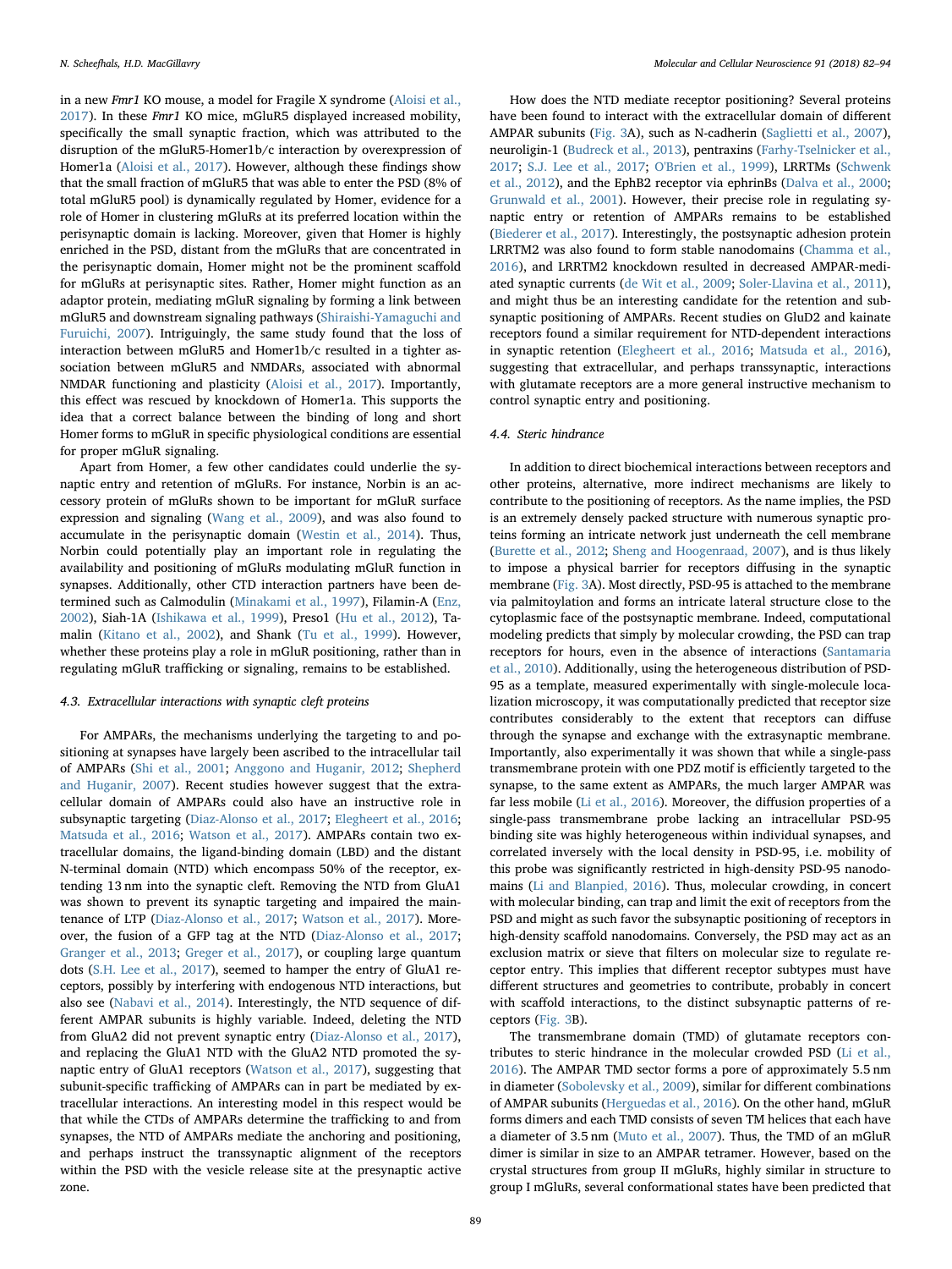in a new *Fmr1* KO mouse, a model for Fragile X syndrome (Aloisi et al., 2017). In these *Fmr1* KO mice, mGluR5 displayed increased mobility, specifically the small synaptic fraction, which was attributed to the disruption of the mGluR5-Homer1b/c interaction by overexpression of Homer1a (Aloisi et al., 2017). However, although these findings show that the small fraction of mGluR5 that was able to enter the PSD (8% of total mGluR5 pool) is dynamically regulated by Homer, evidence for a role of Homer in clustering mGluRs at its preferred location within the perisynaptic domain is lacking. Moreover, given that Homer is highly enriched in the PSD, distant from the mGluRs that are concentrated in the perisynaptic domain, Homer might not be the prominent scaffold for mGluRs at perisynaptic sites. Rather, Homer might function as an adaptor protein, mediating mGluR signaling by forming a link between mGluR5 and downstream signaling pathways (Shiraishi-Yamaguchi and Furuichi, 2007). Intriguingly, the same study found that the loss of interaction between mGluR5 and Homer1b/c resulted in a tighter association between mGluR5 and NMDARs, associated with abnormal NMDAR functioning and plasticity (Aloisi et al., 2017). Importantly, this effect was rescued by knockdown of Homer1a. This supports the idea that a correct balance between the binding of long and short Homer forms to mGluR in specific physiological conditions are essential for proper mGluR signaling.

Apart from Homer, a few other candidates could underlie the synaptic entry and retention of mGluRs. For instance, Norbin is an accessory protein of mGluRs shown to be important for mGluR surface expression and signaling (Wang et al., 2009), and was also found to accumulate in the perisynaptic domain (Westin et al., 2014). Thus, Norbin could potentially play an important role in regulating the availability and positioning of mGluRs modulating mGluR function in synapses. Additionally, other CTD interaction partners have been determined such as Calmodulin (Minakami et al., 1997), Filamin-A (Enz, 2002), Siah-1A (Ishikawa et al., 1999), Preso1 (Hu et al., 2012), Tamalin (Kitano et al., 2002), and Shank (Tu et al., 1999). However, whether these proteins play a role in mGluR positioning, rather than in regulating mGluR trafficking or signaling, remains to be established.

### 4.3. Extracellular interactions with synaptic cleft proteins

For AMPARs, the mechanisms underlying the targeting to and positioning at synapses have largely been ascribed to the intracellular tail of AMPARs (Shi et al., 2001; Anggono and Huganir, 2012; Shepherd and Huganir, 2007). Recent studies however suggest that the extracellular domain of AMPARs could also have an instructive role in subsynaptic targeting (Diaz-Alonso et al., 2017; Elegheert et al., 2016; Matsuda et al., 2016; Watson et al., 2017). AMPARs contain two extracellular domains, the ligand-binding domain (LBD) and the distant N-terminal domain (NTD) which encompass 50% of the receptor, extending 13 nm into the synaptic cleft. Removing the NTD from GluA1 was shown to prevent its synaptic targeting and impaired the maintenance of LTP (Diaz-Alonso et al., 2017; Watson et al., 2017). Moreover, the fusion of a GFP tag at the NTD (Diaz-Alonso et al., 2017; Granger et al., 2013; Greger et al., 2017), or coupling large quantum dots (S.H. Lee et al., 2017), seemed to hamper the entry of GluA1 receptors, possibly by interfering with endogenous NTD interactions, but also see (Nabavi et al., 2014). Interestingly, the NTD sequence of different AMPAR subunits is highly variable. Indeed, deleting the NTD from GluA2 did not prevent synaptic entry (Diaz-Alonso et al., 2017), and replacing the GluA1 NTD with the GluA2 NTD promoted the synaptic entry of GluA1 receptors (Watson et al., 2017), suggesting that subunit-specific trafficking of AMPARs can in part be mediated by extracellular interactions. An interesting model in this respect would be that while the CTDs of AMPARs determine the trafficking to and from synapses, the NTD of AMPARs mediate the anchoring and positioning, and perhaps instruct the transsynaptic alignment of the receptors within the PSD with the vesicle release site at the presynaptic active zone.

How does the NTD mediate receptor positioning? Several proteins have been found to interact with the extracellular domain of different AMPAR subunits (Fig. 3A), such as N-cadherin (Saglietti et al., 2007), neuroligin-1 (Budreck et al., 2013), pentraxins (Farhy-Tselnicker et al., 2017; S.J. Lee et al., 2017; O'Brien et al., 1999), LRRTMs (Schwenk et al., 2012), and the EphB2 receptor via ephrinBs (Dalva et al., 2000; Grunwald et al., 2001). However, their precise role in regulating synaptic entry or retention of AMPARs remains to be established (Biederer et al., 2017). Interestingly, the postsynaptic adhesion protein LRRTM2 was also found to form stable nanodomains (Chamma et al., 2016), and LRRTM2 knockdown resulted in decreased AMPAR-mediated synaptic currents (de Wit et al., 2009; Soler-Llavina et al., 2011), and might thus be an interesting candidate for the retention and subsynaptic positioning of AMPARs. Recent studies on GluD2 and kainate receptors found a similar requirement for NTD-dependent interactions in synaptic retention (Elegheert et al., 2016; Matsuda et al., 2016), suggesting that extracellular, and perhaps transsynaptic, interactions with glutamate receptors are a more general instructive mechanism to control synaptic entry and positioning.

### 4.4. Steric hindrance

In addition to direct biochemical interactions between receptors and other proteins, alternative, more indirect mechanisms are likely to contribute to the positioning of receptors. As the name implies, the PSD is an extremely densely packed structure with numerous synaptic proteins forming an intricate network just underneath the cell membrane (Burette et al., 2012; Sheng and Hoogenraad, 2007), and is thus likely to impose a physical barrier for receptors diffusing in the synaptic membrane (Fig. 3A). Most directly, PSD-95 is attached to the membrane via palmitoylation and forms an intricate lateral structure close to the cytoplasmic face of the postsynaptic membrane. Indeed, computational modeling predicts that simply by molecular crowding, the PSD can trap receptors for hours, even in the absence of interactions (Santamaria et al., 2010). Additionally, using the heterogeneous distribution of PSD-95 as a template, measured experimentally with single-molecule localization microscopy, it was computationally predicted that receptor size contributes considerably to the extent that receptors can diffuse through the synapse and exchange with the extrasynaptic membrane. Importantly, also experimentally it was shown that while a single-pass transmembrane protein with one PDZ motif is efficiently targeted to the synapse, to the same extent as AMPARs, the much larger AMPAR was far less mobile (Li et al., 2016). Moreover, the diffusion properties of a single-pass transmembrane probe lacking an intracellular PSD-95 binding site was highly heterogeneous within individual synapses, and correlated inversely with the local density in PSD-95, i.e. mobility of this probe was significantly restricted in high-density PSD-95 nanodomains (Li and Blanpied, 2016). Thus, molecular crowding, in concert with molecular binding, can trap and limit the exit of receptors from the PSD and might as such favor the subsynaptic positioning of receptors in high-density scaffold nanodomains. Conversely, the PSD may act as an exclusion matrix or sieve that filters on molecular size to regulate receptor entry. This implies that different receptor subtypes must have different structures and geometries to contribute, probably in concert with scaffold interactions, to the distinct subsynaptic patterns of receptors (Fig. 3B).

The transmembrane domain (TMD) of glutamate receptors contributes to steric hindrance in the molecular crowded PSD (Li et al., 2016). The AMPAR TMD sector forms a pore of approximately 5.5 nm in diameter (Sobolevsky et al., 2009), similar for different combinations of AMPAR subunits (Herguedas et al., 2016). On the other hand, mGluR forms dimers and each TMD consists of seven TM helices that each have a diameter of 3.5 nm (Muto et al., 2007). Thus, the TMD of an mGluR dimer is similar in size to an AMPAR tetramer. However, based on the crystal structures from group II mGluRs, highly similar in structure to group I mGluRs, several conformational states have been predicted that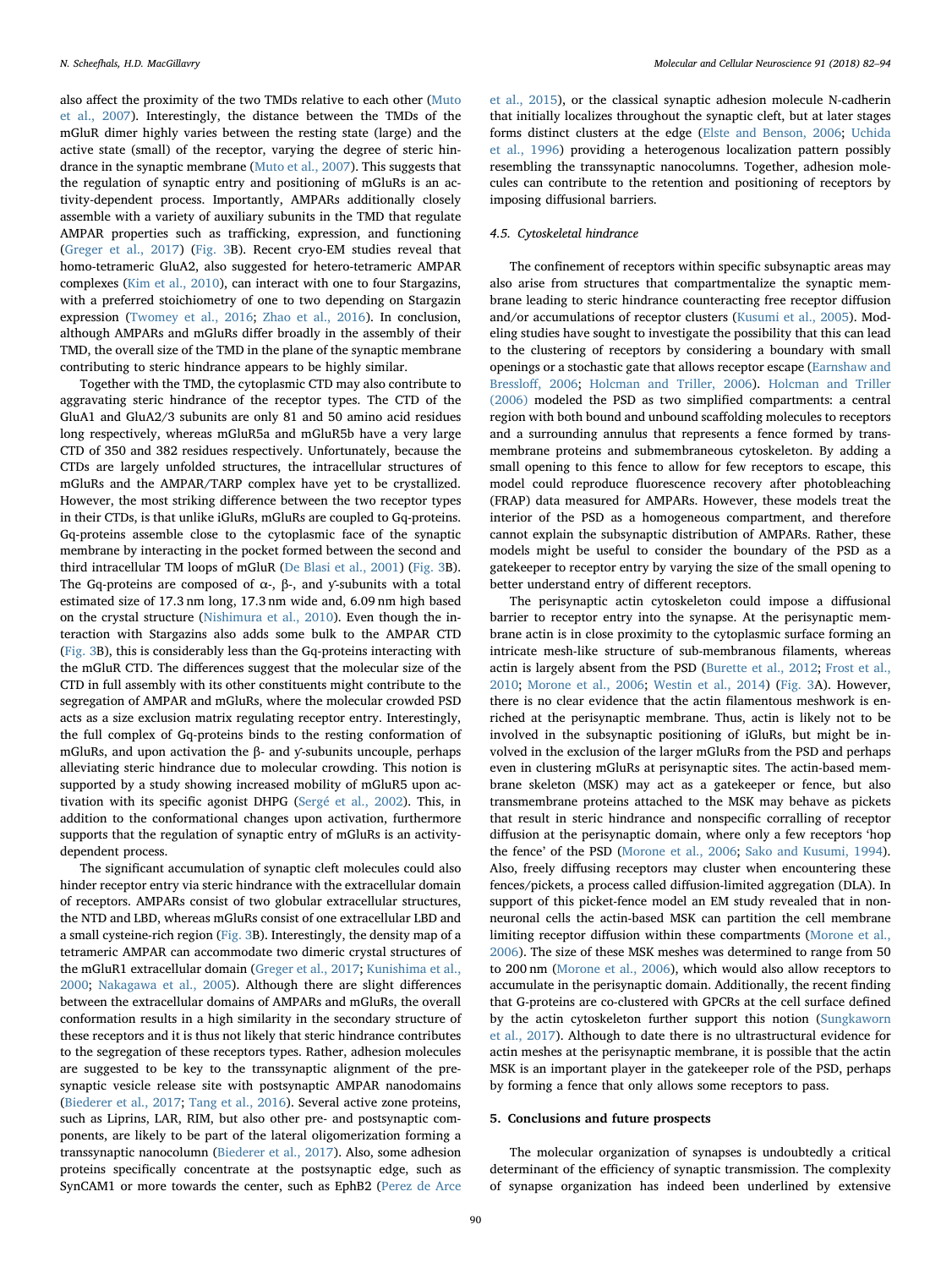also affect the proximity of the two TMDs relative to each other (Muto et al., 2007). Interestingly, the distance between the TMDs of the mGluR dimer highly varies between the resting state (large) and the active state (small) of the receptor, varying the degree of steric hindrance in the synaptic membrane (Muto et al., 2007). This suggests that the regulation of synaptic entry and positioning of mGluRs is an activity-dependent process. Importantly, AMPARs additionally closely assemble with a variety of auxiliary subunits in the TMD that regulate AMPAR properties such as trafficking, expression, and functioning (Greger et al., 2017) (Fig. 3B). Recent cryo-EM studies reveal that homo-tetrameric GluA2, also suggested for hetero-tetrameric AMPAR complexes (Kim et al., 2010), can interact with one to four Stargazins, with a preferred stoichiometry of one to two depending on Stargazin expression (Twomey et al., 2016; Zhao et al., 2016). In conclusion, although AMPARs and mGluRs differ broadly in the assembly of their TMD, the overall size of the TMD in the plane of the synaptic membrane contributing to steric hindrance appears to be highly similar.

Together with the TMD, the cytoplasmic CTD may also contribute to aggravating steric hindrance of the receptor types. The CTD of the GluA1 and GluA2/3 subunits are only 81 and 50 amino acid residues long respectively, whereas mGluR5a and mGluR5b have a very large CTD of 350 and 382 residues respectively. Unfortunately, because the CTDs are largely unfolded structures, the intracellular structures of mGluRs and the AMPAR/TARP complex have yet to be crystallized. However, the most striking difference between the two receptor types in their CTDs, is that unlike iGluRs, mGluRs are coupled to Gq-proteins. Gq-proteins assemble close to the cytoplasmic face of the synaptic membrane by interacting in the pocket formed between the second and third intracellular TM loops of mGluR (De Blasi et al., 2001) (Fig. 3B). The Gq-proteins are composed of α-, β-, and ɣ-subunits with a total estimated size of 17.3 nm long, 17.3 nm wide and, 6.09 nm high based on the crystal structure (Nishimura et al., 2010). Even though the interaction with Stargazins also adds some bulk to the AMPAR CTD (Fig. 3B), this is considerably less than the Gq-proteins interacting with the mGluR CTD. The differences suggest that the molecular size of the CTD in full assembly with its other constituents might contribute to the segregation of AMPAR and mGluRs, where the molecular crowded PSD acts as a size exclusion matrix regulating receptor entry. Interestingly, the full complex of Gq-proteins binds to the resting conformation of mGluRs, and upon activation the β- and ɣ-subunits uncouple, perhaps alleviating steric hindrance due to molecular crowding. This notion is supported by a study showing increased mobility of mGluR5 upon activation with its specific agonist DHPG (Sergé et al., 2002). This, in addition to the conformational changes upon activation, furthermore supports that the regulation of synaptic entry of mGluRs is an activity-dependent process.

The significant accumulation of synaptic cleft molecules could also hinder receptor entry via steric hindrance with the extracellular domain of receptors. AMPARs consist of two globular extracellular structures, the NTD and LBD, whereas mGluRs consist of one extracellular LBD and a small cysteine-rich region (Fig. 3B). Interestingly, the density map of a tetrameric AMPAR can accommodate two dimeric crystal structures of the mGluR1 extracellular domain (Greger et al., 2017; Kunishima et al., 2000; Nakagawa et al., 2005). Although there are slight differences between the extracellular domains of AMPARs and mGluRs, the overall conformation results in a high similarity in the secondary structure of these receptors and it is thus not likely that steric hindrance contributes to the segregation of these receptors types. Rather, adhesion molecules are suggested to be key to the transsynaptic alignment of the presynaptic vesicle release site with postsynaptic AMPAR nanodomains (Biederer et al., 2017; Tang et al., 2016). Several active zone proteins, such as Liprins, LAR, RIM, but also other pre- and postsynaptic components, are likely to be part of the lateral oligomerization forming a transsynaptic nanocolumn (Biederer et al., 2017). Also, some adhesion proteins specifically concentrate at the postsynaptic edge, such as SynCAM1 or more towards the center, such as EphB2 (Perez de Arce et al., 2015), or the classical synaptic adhesion molecule N-cadherin that initially localizes throughout the synaptic cleft, but at later stages forms distinct clusters at the edge (Elste and Benson, 2006; Uchida et al., 1996) providing a heterogenous localization pattern possibly resembling the transsynaptic nanocolumns. Together, adhesion molecules can contribute to the retention and positioning of receptors by imposing diffusional barriers.

### 4.5. Cytoskeletal hindrance

The confinement of receptors within specific subsynaptic areas may also arise from structures that compartmentalize the synaptic membrane leading to steric hindrance counteracting free receptor diffusion and/or accumulations of receptor clusters (Kusumi et al., 2005). Modeling studies have sought to investigate the possibility that this can lead to the clustering of receptors by considering a boundary with small openings or a stochastic gate that allows receptor escape (Earnshaw and Bressloff, 2006; Holcman and Triller, 2006). Holcman and Triller (2006) modeled the PSD as two simplified compartments: a central region with both bound and unbound scaffolding molecules to receptors and a surrounding annulus that represents a fence formed by transmembrane proteins and submembraneous cytoskeleton. By adding a small opening to this fence to allow for few receptors to escape, this model could reproduce fluorescence recovery after photobleaching (FRAP) data measured for AMPARs. However, these models treat the interior of the PSD as a homogeneous compartment, and therefore cannot explain the subsynaptic distribution of AMPARs. Rather, these models might be useful to consider the boundary of the PSD as a gatekeeper to receptor entry by varying the size of the small opening to better understand entry of different receptors.

The perisynaptic actin cytoskeleton could impose a diffusional barrier to receptor entry into the synapse. At the perisynaptic membrane actin is in close proximity to the cytoplasmic surface forming an intricate mesh-like structure of sub-membranous filaments, whereas actin is largely absent from the PSD (Burette et al., 2012; Frost et al., 2010; Morone et al., 2006; Westin et al., 2014) (Fig. 3A). However, there is no clear evidence that the actin filamentous meshwork is enriched at the perisynaptic membrane. Thus, actin is likely not to be involved in the subsynaptic positioning of iGluRs, but might be involved in the exclusion of the larger mGluRs from the PSD and perhaps even in clustering mGluRs at perisynaptic sites. The actin-based membrane skeleton (MSK) may act as a gatekeeper or fence, but also transmembrane proteins attached to the MSK may behave as pickets that result in steric hindrance and nonspecific corralling of receptor diffusion at the perisynaptic domain, where only a few receptors 'hop the fence' of the PSD (Morone et al., 2006; Sako and Kusumi, 1994). Also, freely diffusing receptors may cluster when encountering these fences/pickets, a process called diffusion-limited aggregation (DLA). In support of this picket-fence model an EM study revealed that in non-neuronal cells the actin-based MSK can partition the cell membrane limiting receptor diffusion within these compartments (Morone et al., 2006). The size of these MSK meshes was determined to range from 50 to 200 nm (Morone et al., 2006), which would also allow receptors to accumulate in the perisynaptic domain. Additionally, the recent finding that G-proteins are co-clustered with GPCRs at the cell surface defined by the actin cytoskeleton further support this notion (Sungkaworn et al., 2017). Although to date there is no ultrastructural evidence for actin meshes at the perisynaptic membrane, it is possible that the actin MSK is an important player in the gatekeeper role of the PSD, perhaps by forming a fence that only allows some receptors to pass.

## 5. Conclusions and future prospects

The molecular organization of synapses is undoubtedly a critical determinant of the efficiency of synaptic transmission. The complexity of synapse organization has indeed been underlined by extensive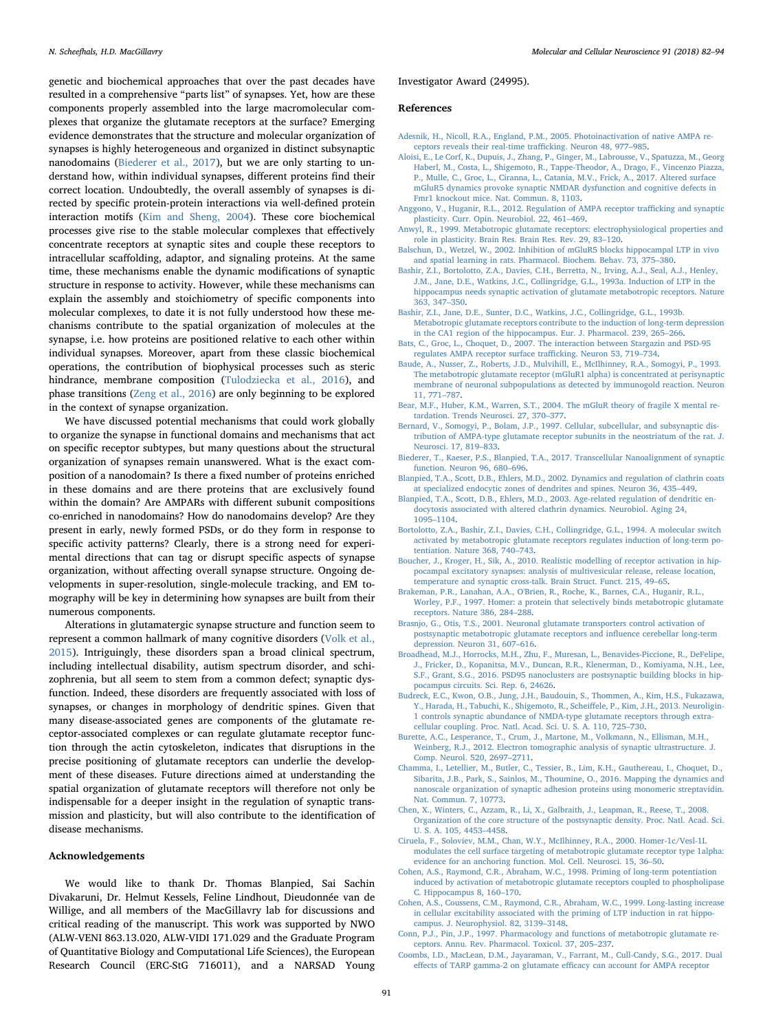genetic and biochemical approaches that over the past decades have resulted in a comprehensive "parts list" of synapses. Yet, how are these components properly assembled into the large macromolecular complexes that organize the glutamate receptors at the surface? Emerging evidence demonstrates that the structure and molecular organization of synapses is highly heterogeneous and organized in distinct subsynaptic nanodomains (Biederer et al., 2017), but we are only starting to understand how, within individual synapses, different proteins find their correct location. Undoubtedly, the overall assembly of synapses is directed by specific protein-protein interactions via well-defined protein interaction motifs (Kim and Sheng, 2004). These core biochemical processes give rise to the stable molecular complexes that effectively concentrate receptors at synaptic sites and couple these receptors to intracellular scaffolding, adaptor, and signaling proteins. At the same time, these mechanisms enable the dynamic modifications of synaptic structure in response to activity. However, while these mechanisms can explain the assembly and stoichiometry of specific components into molecular complexes, to date it is not fully understood how these mechanisms contribute to the spatial organization of molecules at the synapse, i.e. how proteins are positioned relative to each other within individual synapses. Moreover, apart from these classic biochemical operations, the contribution of biophysical processes such as steric hindrance, membrane composition (Tulodziecka et al., 2016), and phase transitions (Zeng et al., 2016) are only beginning to be explored in the context of synapse organization.

We have discussed potential mechanisms that could work globally to organize the synapse in functional domains and mechanisms that act on specific receptor subtypes, but many questions about the structural organization of synapses remain unanswered. What is the exact composition of a nanodomain? Is there a fixed number of proteins enriched in these domains and are there proteins that are exclusively found within the domain? Are AMPARs with different subunit compositions co-enriched in nanodomains? How do nanodomains develop? Are they present in early, newly formed PSDs, or do they form in response to specific activity patterns? Clearly, there is a strong need for experimental directions that can tag or disrupt specific aspects of synapse organization, without affecting overall synapse structure. Ongoing developments in super-resolution, single-molecule tracking, and EM tomography will be key in determining how synapses are built from their numerous components.

Alterations in glutamatergic synapse structure and function seem to represent a common hallmark of many cognitive disorders (Volk et al., 2015). Intriguingly, these disorders span a broad clinical spectrum, including intellectual disability, autism spectrum disorder, and schizophrenia, but all seem to stem from a common defect; synaptic dysfunction. Indeed, these disorders are frequently associated with loss of synapses, or changes in morphology of dendritic spines. Given that many disease-associated genes are components of the glutamate receptor-associated complexes or can regulate glutamate receptor function through the actin cytoskeleton, indicates that disruptions in the precise positioning of glutamate receptors can underlie the development of these diseases. Future directions aimed at understanding the spatial organization of glutamate receptors will therefore not only be indispensable for a deeper insight in the regulation of synaptic transmission and plasticity, but will also contribute to the identification of disease mechanisms.

## Acknowledgements

We would like to thank Dr. Thomas Blanpied, Sai Sachin Divakaruni, Dr. Helmut Kessels, Feline Lindhout, Dieudonnée van de Willige, and all members of the MacGillavry lab for discussions and critical reading of the manuscript. This work was supported by NWO (ALW-VENI 863.13.020, ALW-VIDI 171.029 and the Graduate Program of Quantitative Biology and Computational Life Sciences), the European Research Council (ERC-StG 716011), and a NARSAD Young Investigator Award (24995).

## References

Adesnik, H., Nicoll, R.A., England, P.M., 2005. Photoinactivation of native AMPA receptors reveals their real-time trafficking. Neuron 48, 977–985.

Aloisi, E., Le Corf, K., Dupuis, J., Zhang, P., Ginger, M., Labrousse, V., Spatuzza, M., Georg Haberl, M., Costa, L., Shigemoto, R., Tappe-Theodor, A., Drago, F., Vincenzo Piazza, P., Mulle, C., Groc, L., Ciranna, L., Catania, M.V., Frick, A., 2017. Altered surface mGluR5 dynamics provoke synaptic NMDAR dysfunction and cognitive defects in Fmr1 knockout mice. Nat. Commun. 8, 1103.

Anggono, V., Huganir, R.L., 2012. Regulation of AMPA receptor trafficking and synaptic plasticity. Curr. Opin. Neurobiol. 22, 461–469.

Anwyl, R., 1999. Metabotropic glutamate receptors: electrophysiological properties and role in plasticity. Brain Res. Brain Res. Rev. 29, 83–120.

Balschun, D., Wetzel, W., 2002. Inhibition of mGluR5 blocks hippocampal LTP in vivo and spatial learning in rats. Pharmacol. Biochem. Behav. 73, 375–380.

Bashir, Z.I., Bortolotto, Z.A., Davies, C.H., Berretta, N., Irving, A.J., Seal, A.J., Henley, J.M., Jane, D.E., Watkins, J.C., Collingridge, G.L., 1993a. Induction of LTP in the hippocampus needs synaptic activation of glutamate metabotropic receptors. Nature 363, 347–350.

Bashir, Z.I., Jane, D.E., Sunter, D.C., Watkins, J.C., Collingridge, G.L., 1993b. Metabotropic glutamate receptors contribute to the induction of long-term depression in the CA1 region of the hippocampus. Eur. J. Pharmacol. 239, 265–266.

Bats, C., Groc, L., Choquet, D., 2007. The interaction between Stargazin and PSD-95 regulates AMPA receptor surface trafficking. Neuron 53, 719–734.

Baude, A., Nusser, Z., Roberts, J.D., Mulvihill, E., McIlhinney, R.A., Somogyi, P., 1993. The metabotropic glutamate receptor (mGluR1 alpha) is concentrated at perisynaptic membrane of neuronal subpopulations as detected by immunogold reaction. Neuron 11, 771–787.

Bear, M.F., Huber, K.M., Warren, S.T., 2004. The mGluR theory of fragile X mental retardation. Trends Neurosci. 27, 370–377.

Bernard, V., Somogyi, P., Bolam, J.P., 1997. Cellular, subcellular, and subsynaptic distribution of AMPA-type glutamate receptor subunits in the neostriatum of the rat. J. Neurosci. 17, 819–833.

Biederer, T., Kaeser, P.S., Blanpied, T.A., 2017. Transcellular Nanoalignment of synaptic function. Neuron 96, 680–696.

Blanpied, T.A., Scott, D.B., Ehlers, M.D., 2002. Dynamics and regulation of clathrin coats at specialized endocytic zones of dendrites and spines. Neuron 36, 435–449.

Blanpied, T.A., Scott, D.B., Ehlers, M.D., 2003. Age-related regulation of dendritic endocytosis associated with altered clathrin dynamics. Neurobiol. Aging 24, 1095–1104.

Bortolotto, Z.A., Bashir, Z.I., Davies, C.H., Collingridge, G.L., 1994. A molecular switch activated by metabotropic glutamate receptors regulates induction of long-term potentiation. Nature 368, 740–743.

Boucher, J., Kroger, H., Sik, A., 2010. Realistic modelling of receptor activation in hippocampal excitatory synapses: analysis of multivesicular release, release location, temperature and synaptic cross-talk. Brain Struct. Funct. 215, 49–65.

Brakeman, P.R., Lanahan, A.A., O'Brien, R., Roche, K., Barnes, C.A., Huganir, R.L., Worley, P.F., 1997. Homer: a protein that selectively binds metabotropic glutamate receptors. Nature 386, 284–288.

Brasnjo, G., Otis, T.S., 2001. Neuronal glutamate transporters control activation of postsynaptic metabotropic glutamate receptors and influence cerebellar long-term depression. Neuron 31, 607–616.

Broadhead, M.J., Horrocks, M.H., Zhu, F., Muresan, L., Benavides-Piccione, R., DeFelipe, J., Fricker, D., Kopanitsa, M.V., Duncan, R.R., Klenerman, D., Komiyama, N.H., Lee, S.F., Grant, S.G., 2016. PSD95 nanoclusters are postsynaptic building blocks in hippocampus circuits. Sci. Rep. 6, 24626.

Budreck, E.C., Kwon, O.B., Jung, J.H., Baudouin, S., Thommen, A., Kim, H.S., Fukazawa, Y., Harada, H., Tabuchi, K., Shigemoto, R., Scheiffele, P., Kim, J.H., 2013. Neuroligin-1 controls synaptic abundance of NMDA-type glutamate receptors through extracellular coupling. Proc. Natl. Acad. Sci. U. S. A. 110, 725–730.

Burette, A.C., Lesperance, T., Crum, J., Martone, M., Volkmann, N., Ellisman, M.H., Weinberg, R.J., 2012. Electron tomographic analysis of synaptic ultrastructure. J. Comp. Neurol. 520, 2697–2711.

Chamma, I., Letellier, M., Butler, C., Tessier, B., Lim, K.H., Gauthereau, I., Choquet, D., Sibarita, J.B., Park, S., Sainlos, M., Thoumine, O., 2016. Mapping the dynamics and nanoscale organization of synaptic adhesion proteins using monomeric streptavidin. Nat. Commun. 7, 10773.

Chen, X., Winters, C., Azzam, R., Li, X., Galbraith, J., Leapman, R., Reese, T., 2008. Organization of the core structure of the postsynaptic density. Proc. Natl. Acad. Sci. U. S. A. 105, 4453–4458.

Ciruela, F., Soloviev, M.M., Chan, W.Y., McIlhinney, R.A., 2000. Homer-1c/Vesl-1L modulates the cell surface targeting of metabotropic glutamate receptor type 1alpha: evidence for an anchoring function. Mol. Cell. Neurosci. 15, 36–50.

Cohen, A.S., Raymond, C.R., Abraham, W.C., 1998. Priming of long-term potentiation induced by activation of metabotropic glutamate receptors coupled to phospholipase C. Hippocampus 8, 160–170.

Cohen, A.S., Coussens, C.M., Raymond, C.R., Abraham, W.C., 1999. Long-lasting increase in cellular excitability associated with the priming of LTP induction in rat hippocampus. J. Neurophysiol. 82, 3139–3148.

Conn, P.J., Pin, J.P., 1997. Pharmacology and functions of metabotropic glutamate receptors. Annu. Rev. Pharmacol. Toxicol. 37, 205–237.

Coombs, I.D., MacLean, D.M., Jayaraman, V., Farrant, M., Cull-Candy, S.G., 2017. Dual effects of TARP gamma-2 on glutamate efficacy can account for AMPA receptor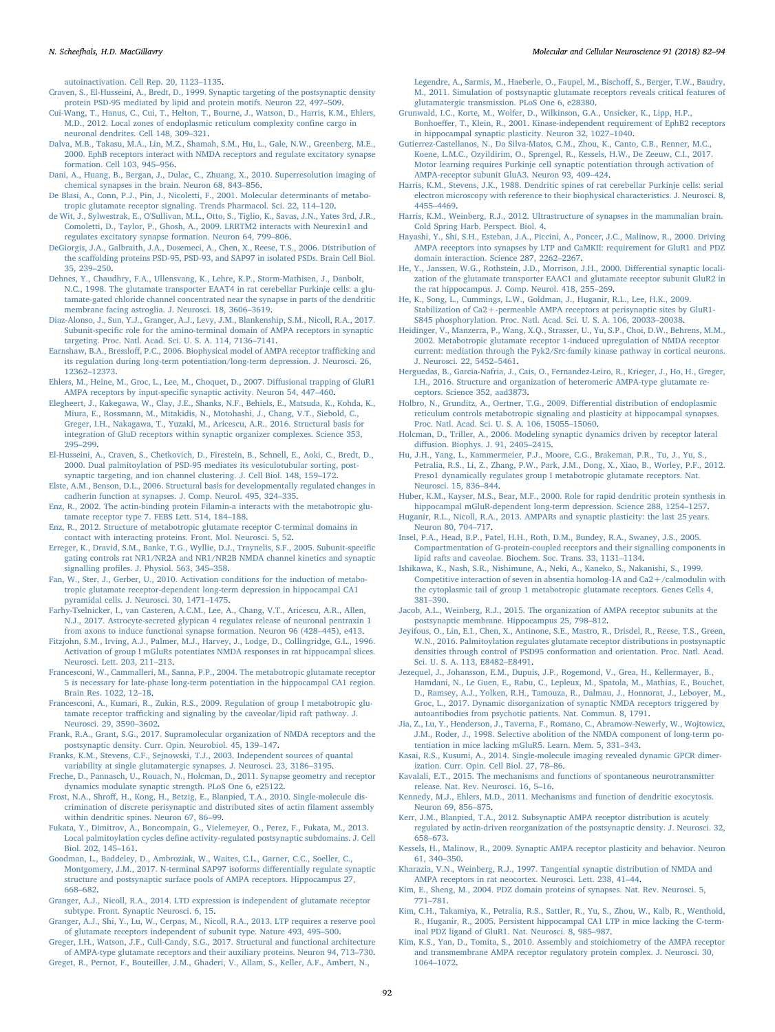autoinactivation. Cell Rep. 20, 1123–1135.

Craven, S., El-Husseini, A., Bredt, D., 1999. Synaptic targeting of the postsynaptic density protein PSD-95 mediated by lipid and protein motifs. Neuron 22, 497–509.

Cui-Wang, T., Hanus, C., Cui, T., Helton, T., Bourne, J., Watson, D., Harris, K.M., Ehlers, M.D., 2012. Local zones of endoplasmic reticulum complexity confine cargo in neuronal dendrites. Cell 148, 309–321.

Dalva, M.B., Takasu, M.A., Lin, M.Z., Shamah, S.M., Hu, L., Gale, N.W., Greenberg, M.E., 2000. EphB receptors interact with NMDA receptors and regulate excitatory synapse formation. Cell 103, 945–956.

Dani, A., Huang, B., Bergan, J., Dulac, C., Zhuang, X., 2010. Superresolution imaging of chemical synapses in the brain. Neuron 68, 843–856.

De Blasi, A., Conn, P.J., Pin, J., Nicoletti, F., 2001. Molecular determinants of metabotropic glutamate receptor signaling. Trends Pharmacol. Sci. 22, 114–120.

de Wit, J., Sylwestrak, E., O'Sullivan, M.L., Otto, S., Tiglio, K., Savas, J.N., Yates 3rd, J.R., Comoletti, D., Taylor, P., Ghosh, A., 2009. LRRTM2 interacts with Neurexin1 and regulates excitatory synapse formation. Neuron 64, 799–806.

DeGiorgis, J.A., Galbraith, J.A., Dosemeci, A., Chen, X., Reese, T.S., 2006. Distribution of the scaffolding proteins PSD-95, PSD-93, and SAP97 in isolated PSDs. Brain Cell Biol. 35, 239–250.

Dehnes, Y., Chaudhry, F.A., Ullensvang, K., Lehre, K.P., Storm-Mathisen, J., Danbolt, N.C., 1998. The glutamate transporter EAAT4 in rat cerebellar Purkinje cells: a glutamate-gated chloride channel concentrated near the synapse in parts of the dendritic membrane facing astroglia. J. Neurosci. 18, 3606–3619.

Diaz-Alonso, J., Sun, Y.J., Granger, A.J., Levy, J.M., Blankenship, S.M., Nicoll, R.A., 2017. Subunit-specific role for the amino-terminal domain of AMPA receptors in synaptic targeting. Proc. Natl. Acad. Sci. U. S. A. 114, 7136–7141.

Earnshaw, B.A., Bressloff, P.C., 2006. Biophysical model of AMPA receptor trafficking and its regulation during long-term potentiation/long-term depression. J. Neurosci. 26, 12362–12373.

Ehlers, M., Heine, M., Groc, L., Lee, M., Choquet, D., 2007. Diffusional trapping of GluR1 AMPA receptors by input-specific synaptic activity. Neuron 54, 447–460.

Elegheert, J., Kakegawa, W., Clay, J.E., Shanks, N.F., Behiels, E., Matsuda, K., Kohda, K., Miura, E., Rossmann, M., Mitakidis, N., Motohashi, J., Chang, V.T., Siebold, C., Greger, I.H., Nakagawa, T., Yuzaki, M., Aricescu, A.R., 2016. Structural basis for integration of GluD receptors within synaptic organizer complexes. Science 353, 295–299.

El-Husseini, A., Craven, S., Chetkovich, D., Firestein, B., Schnell, E., Aoki, C., Bredt, D., 2000. Dual palmitoylation of PSD-95 mediates its vesiculotubular sorting, postsynaptic targeting, and ion channel clustering. J. Cell Biol. 148, 159–172.

Elste, A.M., Benson, D.L., 2006. Structural basis for developmentally regulated changes in cadherin function at synapses. J. Comp. Neurol. 495, 324–335.

Enz, R., 2002. The actin-binding protein Filamin-a interacts with the metabotropic glutamate receptor type 7. FEBS Lett. 514, 184–188.

Enz, R., 2012. Structure of metabotropic glutamate receptor C-terminal domains in contact with interacting proteins. Front. Mol. Neurosci. 5, 52.

Erreger, K., Dravid, S.M., Banke, T.G., Wyllie, D.J., Traynelis, S.F., 2005. Subunit-specific gating controls rat NR1/NR2A and NR1/NR2B NMDA channel kinetics and synaptic signalling profiles. J. Physiol. 563, 345–358.

Fan, W., Ster, J., Gerber, U., 2010. Activation conditions for the induction of metabotropic glutamate receptor-dependent long-term depression in hippocampal CA1 pyramidal cells. J. Neurosci. 30, 1471–1475.

Farhy-Tselnicker, I., van Casteren, A.C.M., Lee, A., Chang, V.T., Aricescu, A.R., Allen, N.J., 2017. Astrocyte-secreted glypican 4 regulates release of neuronal pentraxin 1 from axons to induce functional synapse formation. Neuron 96 (428–445), e413.

Fitzjohn, S.M., Irving, A.J., Palmer, M.J., Harvey, J., Lodge, D., Collingridge, G.L., 1996. Activation of group I mGluRs potentiates NMDA responses in rat hippocampal slices. Neurosci. Lett. 203, 211–213.

Francesconi, W., Cammalleri, M., Sanna, P.P., 2004. The metabotropic glutamate receptor 5 is necessary for late-phase long-term potentiation in the hippocampal CA1 region. Brain Res. 1022, 12–18.

Francesconi, A., Kumari, R., Zukin, R.S., 2009. Regulation of group I metabotropic glutamate receptor trafficking and signaling by the caveolar/lipid raft pathway. J. Neurosci. 29, 3590–3602.

Frank, R.A., Grant, S.G., 2017. Supramolecular organization of NMDA receptors and the postsynaptic density. Curr. Opin. Neurobiol. 45, 139–147.

Franks, K.M., Stevens, C.F., Sejnowski, T.J., 2003. Independent sources of quantal variability at single glutamatergic synapses. J. Neurosci. 23, 3186–3195.

Freche, D., Pannasch, U., Rouach, N., Holcman, D., 2011. Synapse geometry and receptor dynamics modulate synaptic strength. PLoS One 6, e25122.

Frost, N.A., Shroff, H., Kong, H., Betzig, E., Blanpied, T.A., 2010. Single-molecule discrimination of discrete perisynaptic and distributed sites of actin filament assembly within dendritic spines. Neuron 67, 86–99.

Fukata, Y., Dimitrov, A., Boncompain, G., Vielemeyer, O., Perez, F., Fukata, M., 2013. Local palmitoylation cycles define activity-regulated postsynaptic subdomains. J. Cell Biol. 202, 145–161.

Goodman, L., Baddeley, D., Ambroziak, W., Waites, C.L., Garner, C.C., Soeller, C., Montgomery, J.M., 2017. N-terminal SAP97 isoforms differentially regulate synaptic structure and postsynaptic surface pools of AMPA receptors. Hippocampus 27, 668–682.

Granger, A.J., Nicoll, R.A., 2014. LTD expression is independent of glutamate receptor subtype. Front. Synaptic Neurosci. 6, 15.

Granger, A.J., Shi, Y., Lu, W., Cerpas, M., Nicoll, R.A., 2013. LTP requires a reserve pool of glutamate receptors independent of subunit type. Nature 493, 495–500.

Greger, I.H., Watson, J.F., Cull-Candy, S.G., 2017. Structural and functional architecture of AMPA-type glutamate receptors and their auxiliary proteins. Neuron 94, 713–730.

Greget, R., Pernot, F., Bouteiller, J.M., Ghaderi, V., Allam, S., Keller, A.F., Ambert, N., Legendre, A., Sarmis, M., Haeberle, O., Faupel, M., Bischoff, S., Berger, T.W., Baudry, M., 2011. Simulation of postsynaptic glutamate receptors reveals critical features of glutamatergic transmission. PLoS One 6, e28380.

Grunwald, I.C., Korte, M., Wolfer, D., Wilkinson, G.A., Unsicker, K., Lipp, H.P., Bonhoeffer, T., Klein, R., 2001. Kinase-independent requirement of EphB2 receptors in hippocampal synaptic plasticity. Neuron 32, 1027–1040.

Gutierrez-Castellanos, N., Da Silva-Matos, C.M., Zhou, K., Canto, C.B., Renner, M.C., Koene, L.M.C., Ozyildirim, O., Sprengel, R., Kessels, H.W., De Zeeuw, C.I., 2017. Motor learning requires Purkinje cell synaptic potentiation through activation of AMPA-receptor subunit GluA3. Neuron 93, 409–424.

Harris, K.M., Stevens, J.K., 1988. Dendritic spines of rat cerebellar Purkinje cells: serial electron microscopy with reference to their biophysical characteristics. J. Neurosci. 8, 4455–4469.

Harris, K.M., Weinberg, R.J., 2012. Ultrastructure of synapses in the mammalian brain. Cold Spring Harb. Perspect. Biol. 4.

Hayashi, Y., Shi, S.H., Esteban, J.A., Piccini, A., Poncer, J.C., Malinow, R., 2000. Driving AMPA receptors into synapses by LTP and CaMKII: requirement for GluR1 and PDZ domain interaction. Science 287, 2262–2267.

He, Y., Janssen, W.G., Rothstein, J.D., Morrison, J.H., 2000. Differential synaptic localization of the glutamate transporter EAAC1 and glutamate receptor subunit GluR2 in the rat hippocampus. J. Comp. Neurol. 418, 255–269.

He, K., Song, L., Cummings, L.W., Goldman, J., Huganir, R.L., Lee, H.K., 2009. Stabilization of Ca2+-permeable AMPA receptors at perisynaptic sites by GluR1-S845 phosphorylation. Proc. Natl. Acad. Sci. U. S. A. 106, 20033–20038.

Heidinger, V., Manzerra, P., Wang, X.Q., Strasser, U., Yu, S.P., Choi, D.W., Behrens, M.M., 2002. Metabotropic glutamate receptor 1-induced upregulation of NMDA receptor current: mediation through the Pyk2/Src-family kinase pathway in cortical neurons. J. Neurosci. 22, 5452–5461.

Herguedas, B., Garcia-Nafria, J., Cais, O., Fernandez-Leiro, R., Krieger, J., Ho, H., Greger, I.H., 2016. Structure and organization of heteromeric AMPA-type glutamate receptors. Science 352, aad3873.

Holbro, N., Grunditz, A., Oertner, T.G., 2009. Differential distribution of endoplasmic reticulum controls metabotropic signaling and plasticity at hippocampal synapses. Proc. Natl. Acad. Sci. U. S. A. 106, 15055–15060.

Holcman, D., Triller, A., 2006. Modeling synaptic dynamics driven by receptor lateral diffusion. Biophys. J. 91, 2405–2415.

Hu, J.H., Yang, L., Kammermeier, P.J., Moore, C.G., Brakeman, P.R., Tu, J., Yu, S., Petralia, R.S., Li, Z., Zhang, P.W., Park, J.M., Dong, X., Xiao, B., Worley, P.F., 2012. Preso1 dynamically regulates group I metabotropic glutamate receptors. Nat. Neurosci. 15, 836–844.

Huber, K.M., Kayser, M.S., Bear, M.F., 2000. Role for rapid dendritic protein synthesis in hippocampal mGluR-dependent long-term depression. Science 288, 1254–1257.

Huganir, R.L., Nicoll, R.A., 2013. AMPARs and synaptic plasticity: the last 25 years. Neuron 80, 704–717.

Insel, P.A., Head, B.P., Patel, H.H., Roth, D.M., Bundey, R.A., Swaney, J.S., 2005. Compartmentation of G-protein-coupled receptors and their signalling components in lipid rafts and caveolae. Biochem. Soc. Trans. 33, 1131–1134.

Ishikawa, K., Nash, S.R., Nishimune, A., Neki, A., Kaneko, S., Nakanishi, S., 1999. Competitive interaction of seven in absentia homolog-1A and Ca2+/calmodulin with the cytoplasmic tail of group 1 metabotropic glutamate receptors. Genes Cells 4, 381–390.

Jacob, A.L., Weinberg, R.J., 2015. The organization of AMPA receptor subunits at the postsynaptic membrane. Hippocampus 25, 798–812.

Jeyifous, O., Lin, E.I., Chen, X., Antinone, S.E., Mastro, R., Drisdel, R., Reese, T.S., Green, W.N., 2016. Palmitoylation regulates glutamate receptor distributions in postsynaptic densities through control of PSD95 conformation and orientation. Proc. Natl. Acad. Sci. U. S. A. 113, E8482–E8491.

Jezequel, J., Johansson, E.M., Dupuis, J.P., Rogemond, V., Grea, H., Kellermayer, B., Hamdani, N., Le Guen, E., Rabu, C., Lepleux, M., Spatola, M., Mathias, E., Bouchet, D., Ramsey, A.J., Yolken, R.H., Tamouza, R., Dalmau, J., Honnorat, J., Leboyer, M., Groc, L., 2017. Dynamic disorganization of synaptic NMDA receptors triggered by autoantibodies from psychotic patients. Nat. Commun. 8, 1791.

Jia, Z., Lu, Y., Henderson, J., Taverna, F., Romano, C., Abramow-Newerly, W., Wojtowicz, J.M., Roder, J., 1998. Selective abolition of the NMDA component of long-term potentiation in mice lacking mGluR5. Learn. Mem. 5, 331–343.

Kasai, R.S., Kusumi, A., 2014. Single-molecule imaging revealed dynamic GPCR dimerization. Curr. Opin. Cell Biol. 27, 78–86.

Kavalali, E.T., 2015. The mechanisms and functions of spontaneous neurotransmitter release. Nat. Rev. Neurosci. 16, 5–16.

Kennedy, M.J., Ehlers, M.D., 2011. Mechanisms and function of dendritic exocytosis. Neuron 69, 856–875.

Kerr, J.M., Blanpied, T.A., 2012. Subsynaptic AMPA receptor distribution is acutely regulated by actin-driven reorganization of the postsynaptic density. J. Neurosci. 32, 658–673.

Kessels, H.W., Malinow, R., 2009. Synaptic AMPA receptor plasticity and behavior. Neuron 61, 340–350.

Kharazia, V.N., Weinberg, R.J., 1997. Tangential synaptic distribution of NMDA and AMPA receptors in rat neocortex. Neurosci. Lett. 238, 41–44.

Kim, E., Sheng, M., 2004. PDZ domain proteins of synapses. Nat. Rev. Neurosci. 5, 771–781.

Kim, C.H., Takamiya, K., Petralia, R.S., Sattler, R., Yu, S., Zhou, W., Kalb, R., Wenthold, R., Huganir, R., 2005. Persistent hippocampal CA1 LTP in mice lacking the C-terminal PDZ ligand of GluR1. Nat. Neurosci. 8, 985–987.

Kim, K.S., Yan, D., Tomita, S., 2010. Assembly and stoichiometry of the AMPA receptor and transmembrane AMPA receptor regulatory protein complex. J. Neurosci. 30, 1064–1072.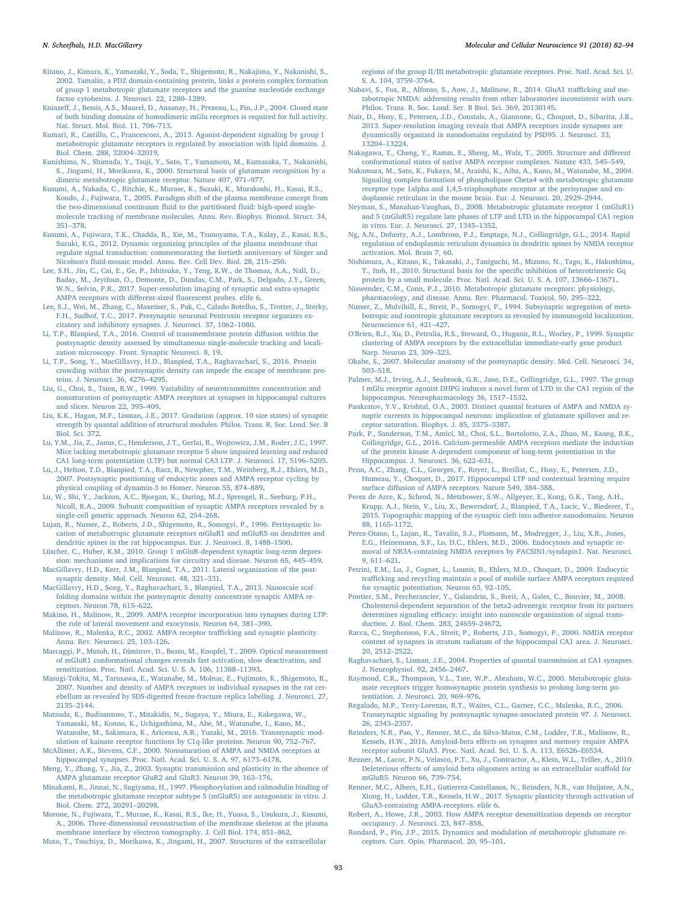Kitano, J., Kimura, K., Yamazaki, Y., Soda, T., Shigemoto, R., Nakajima, Y., Nakanishi, S., 2002. Tamalin, a PDZ domain-containing protein, links a protein complex formation of group 1 metabotropic glutamate receptors and the guanine nucleotide exchange factor cytohesins. J. Neurosci. 22, 1280–1289.

Kniazeff, J., Bessis, A.S., Maurel, D., Ansanay, H., Prezeau, L., Pin, J.P., 2004. Closed state of both binding domains of homodimeric mGlu receptors is required for full activity. Nat. Struct. Mol. Biol. 11, 706–713.

Kumari, R., Castillo, C., Francesconi, A., 2013. Agonist-dependent signaling by group I metabotropic glutamate receptors is regulated by association with lipid domains. J. Biol. Chem. 288, 32004–32019.

Kunishima, N., Shimada, Y., Tsuji, Y., Sato, T., Yamamoto, M., Kumasaka, T., Nakanishi, S., Jingami, H., Morikawa, K., 2000. Structural basis of glutamate recognition by a dimeric metabotropic glutamate receptor. Nature 407, 971–977.

Kusumi, A., Nakada, C., Ritchie, K., Murase, K., Suzuki, K., Murakoshi, H., Kasai, R.S., Kondo, J., Fujiwara, T., 2005. Paradigm shift of the plasma membrane concept from the two-dimensional continuum fluid to the partitioned fluid: high-speed single-molecule tracking of membrane molecules. Annu. Rev. Biophys. Biomol. Struct. 34, 351–378.

Kusumi, A., Fujiwara, T.K., Chadda, R., Xie, M., Tsunoyama, T.A., Kalay, Z., Kasai, R.S., Suzuki, K.G., 2012. Dynamic organizing principles of the plasma membrane that regulate signal transduction: commemorating the fortieth anniversary of Singer and Nicolson's fluid-mosaic model. Annu. Rev. Cell Dev. Biol. 28, 215–250.

Lee, S.H., Jin, C., Cai, E., Ge, P., Ishitsuka, Y., Teng, K.W., de Thomaz, A.A., Nall, D., Baday, M., Jeyifous, O., Demonte, D., Dundas, C.M., Park, S., Delgado, J.Y., Green, W.N., Selvin, P.R., 2017. Super-resolution imaging of synaptic and extra-synaptic AMPA receptors with different-sized fluorescent probes. elife 6.

Lee, S.J., Wei, M., Zhang, C., Maxeiner, S., Pak, C., Calado Botelho, S., Trotter, J., Sterky, F.H., Sudhof, T.C., 2017. Presynaptic neuronal Pentraxin receptor organizes excitatory and inhibitory synapses. J. Neurosci. 37, 1062–1080.

Li, T.P., Blanpied, T.A., 2016. Control of transmembrane protein diffusion within the postsynaptic density assessed by simultaneous single-molecule tracking and localization microscopy. Front. Synaptic Neurosci. 8, 19.

Li, T.P., Song, Y., MacGillavry, H.D., Blanpied, T.A., Raghavachari, S., 2016. Protein crowding within the postsynaptic density can impede the escape of membrane proteins. J. Neurosci. 36, 4276–4295.

Liu, G., Choi, S., Tsien, R.W., 1999. Variability of neurotransmitter concentration and nonsaturation of postsynaptic AMPA receptors at synapses in hippocampal cultures and slices. Neuron 22, 395–409.

Liu, K.K., Hagan, M.F., Lisman, J.E., 2017. Gradation (approx. 10 size states) of synaptic strength by quantal addition of structural modules. Philos. Trans. R. Soc. Lond. Ser. B Biol. Sci. 372.

Lu, Y.M., Jia, Z., Janus, C., Henderson, J.T., Gerlai, R., Wojtowicz, J.M., Roder, J.C., 1997. Mice lacking metabotropic glutamate receptor 5 show impaired learning and reduced CA1 long-term potentiation (LTP) but normal CA3 LTP. J. Neurosci. 17, 5196–5205.

Lu, J., Helton, T.D., Blanpied, T.A., Racz, B., Newpher, T.M., Weinberg, R.J., Ehlers, M.D., 2007. Postsynaptic positioning of endocytic zones and AMPA receptor cycling by physical coupling of dynamin-3 to Homer. Neuron 55, 874–889.

Lu, W., Shi, Y., Jackson, A.C., Bjorgan, K., During, M.J., Sprengel, R., Seeburg, P.H., Nicoll, R.A., 2009. Subunit composition of synaptic AMPA receptors revealed by a single-cell genetic approach. Neuron 62, 254–268.

Lujan, R., Nusser, Z., Roberts, J.D., Shigemoto, R., Somogyi, P., 1996. Perisynaptic location of metabotropic glutamate receptors mGluR1 and mGluR5 on dendrites and dendritic spines in the rat hippocampus. Eur. J. Neurosci. 8, 1488–1500.

Lüscher, C., Huber, K.M., 2010. Group 1 mGluR-dependent synaptic long-term depression: mechanisms and implications for circuitry and disease. Neuron 65, 445–459.

MacGillavry, H.D., Kerr, J.M., Blanpied, T.A., 2011. Lateral organization of the postsynaptic density. Mol. Cell. Neurosci. 48, 321–331.

MacGillavry, H.D., Song, Y., Raghavachari, S., Blanpied, T.A., 2013. Nanoscale scaffolding domains within the postsynaptic density concentrate synaptic AMPA receptors. Neuron 78, 615–622.

Makino, H., Malinow, R., 2009. AMPA receptor incorporation into synapses during LTP: the role of lateral movement and exocytosis. Neuron 64, 381–390.

Malinow, R., Malenka, R.C., 2002. AMPA receptor trafficking and synaptic plasticity. Annu. Rev. Neurosci. 25, 103–126.

Marcaggi, P., Mutoh, H., Dimitrov, D., Beato, M., Knopfel, T., 2009. Optical measurement of mGluR1 conformational changes reveals fast activation, slow deactivation, and sensitization. Proc. Natl. Acad. Sci. U. S. A. 106, 11388–11393.

Masugi-Tokita, M., Tarusawa, E., Watanabe, M., Molnar, E., Fujimoto, K., Shigemoto, R., 2007. Number and density of AMPA receptors in individual synapses in the rat cerebellum as revealed by SDS-digested freeze-fracture replica labeling. J. Neurosci. 27, 2135–2144.

Matsuda, K., Budisantoso, T., Mitakidis, N., Sugaya, Y., Miura, E., Kakegawa, W., Yamasaki, M., Konno, K., Uchigashima, M., Abe, M., Watanabe, I., Kano, M., Watanabe, M., Sakimura, K., Aricescu, A.R., Yuzaki, M., 2016. Transsynaptic modulation of kainate receptor functions by C1q-like proteins. Neuron 90, 752–767.

McAllister, A.K., Stevens, C.F., 2000. Nonsaturation of AMPA and NMDA receptors at hippocampal synapses. Proc. Natl. Acad. Sci. U. S. A. 97, 6173–6178.

Meng, Y., Zhang, Y., Jia, Z., 2003. Synaptic transmission and plasticity in the absence of AMPA glutamate receptor GluR2 and GluR3. Neuron 39, 163–176.

Minakami, R., Jinnai, N., Sugiyama, H., 1997. Phosphorylation and calmodulin binding of the metabotropic glutamate receptor subtype 5 (mGluR5) are antagonistic in vitro. J. Biol. Chem. 272, 20291–20298.

Morone, N., Fujiwara, T., Murase, K., Kasai, R.S., Ike, H., Yuasa, S., Usukura, J., Kusumi, A., 2006. Three-dimensional reconstruction of the membrane skeleton at the plasma membrane interface by electron tomography. J. Cell Biol. 174, 851–862.

Muto, T., Tsuchiya, D., Morikawa, K., Jingami, H., 2007. Structures of the extracellular regions of the group II/III metabotropic glutamate receptors. Proc. Natl. Acad. Sci. U. S. A. 104, 3759–3764.

Nabavi, S., Fox, R., Alfonso, S., Aow, J., Malinow, R., 2014. GluA1 trafficking and metabotropic NMDA: addressing results from other laboratories inconsistent with ours. Philos. Trans. R. Soc. Lond. Ser. B Biol. Sci. 369, 20130145.

Nair, D., Hosy, E., Petersen, J.D., Constals, A., Giannone, G., Choquet, D., Sibarita, J.B., 2013. Super-resolution imaging reveals that AMPA receptors inside synapses are dynamically organized in nanodomains regulated by PSD95. J. Neurosci. 33, 13204–13224.

Nakagawa, T., Cheng, Y., Ramm, E., Sheng, M., Walz, T., 2005. Structure and different conformational states of native AMPA receptor complexes. Nature 433, 545–549.

Nakamura, M., Sato, K., Fukaya, M., Araishi, K., Aiba, A., Kano, M., Watanabe, M., 2004. Signaling complex formation of phospholipase Cbeta4 with metabotropic glutamate receptor type 1alpha and 1,4,5-trisphosphate receptor at the perisynapse and endoplasmic reticulum in the mouse brain. Eur. J. Neurosci. 20, 2929–2944.

Neyman, S., Manahan-Vaughan, D., 2008. Metabotropic glutamate receptor 1 (mGluR1) and 5 (mGluR5) regulate late phases of LTP and LTD in the hippocampal CA1 region in vitro. Eur. J. Neurosci. 27, 1345–1352.

Ng, A.N., Doherty, A.J., Lombroso, P.J., Emptage, N.J., Collingridge, G.L., 2014. Rapid regulation of endoplasmic reticulum dynamics in dendritic spines by NMDA receptor activation. Mol. Brain 7, 60.

Nishimura, A., Kitano, K., Takasaki, J., Taniguchi, M., Mizuno, N., Tago, K., Hakoshima, T., Itoh, H., 2010. Structural basis for the specific inhibition of heterotrimeric Gq protein by a small molecule. Proc. Natl. Acad. Sci. U. S. A. 107, 13666–13671.

Niswender, C.M., Conn, P.J., 2010. Metabotropic glutamate receptors: physiology, pharmacology, and disease. Annu. Rev. Pharmacol. Toxicol. 50, 295–322.

Nusser, Z., Mulvihill, E., Streit, P., Somogyi, P., 1994. Subsynaptic segregation of metabotropic and ionotropic glutamate receptors as revealed by immunogold localization. Neuroscience 61, 421–427.

O'Brien, R.J., Xu, D., Petralia, R.S., Steward, O., Huganir, R.L., Worley, P., 1999. Synaptic clustering of AMPA receptors by the extracellular immediate-early gene product Narp. Neuron 23, 309–323.

Okabe, S., 2007. Molecular anatomy of the postsynaptic density. Mol. Cell. Neurosci. 34, 503–518.

Palmer, M.J., Irving, A.J., Seabrook, G.R., Jane, D.E., Collingridge, G.L., 1997. The group I mGlu receptor agonist DHPG induces a novel form of LTD in the CA1 region of the hippocampus. Neuropharmacology 36, 1517–1532.

Pankratov, Y.V., Krishtal, O.A., 2003. Distinct quantal features of AMPA and NMDA synaptic currents in hippocampal neurons: implication of glutamate spillover and receptor saturation. Biophys. J. 85, 3375–3387.

Park, P., Sanderson, T.M., Amici, M., Choi, S.L., Bortolotto, Z.A., Zhuo, M., Kaang, B.K., Collingridge, G.L., 2016. Calcium-permeable AMPA receptors mediate the induction of the protein kinase A-dependent component of long-term potentiation in the Hippocampus. J. Neurosci. 36, 622–631.

Penn, A.C., Zhang, C.L., Georges, F., Royer, L., Breillat, C., Hosy, E., Petersen, J.D., Humeau, Y., Choquet, D., 2017. Hippocampal LTP and contextual learning require surface diffusion of AMPA receptors. Nature 549, 384–388.

Perez de Arce, K., Schrod, N., Metzbower, S.W., Allgeyer, E., Kong, G.K., Tang, A.H., Krupp, A.J., Stein, V., Liu, X., Bewersdorf, J., Blanpied, T.A., Lucic, V., Biederer, T., 2015. Topographic mapping of the synaptic cleft into adhesive nanodomains. Neuron 88, 1165–1172.

Perez-Otano, I., Lujan, R., Tavalin, S.J., Plomann, M., Modregger, J., Liu, X.B., Jones, E.G., Heinemann, S.F., Lo, D.C., Ehlers, M.D., 2006. Endocytosis and synaptic removal of NR3A-containing NMDA receptors by PACSIN1/syndapin1. Nat. Neurosci. 9, 611–621.

Petrini, E.M., Lu, J., Cognet, L., Lounis, B., Ehlers, M.D., Choquet, D., 2009. Endocytic trafficking and recycling maintain a pool of mobile surface AMPA receptors required for synaptic potentiation. Neuron 63, 92–105.

Pontier, S.M., Percherancier, Y., Galandrin, S., Breit, A., Gales, C., Bouvier, M., 2008. Cholesterol-dependent separation of the beta2-adrenergic receptor from its partners determines signaling efficacy: insight into nanoscale organization of signal transduction. J. Biol. Chem. 283, 24659–24672.

Racca, C., Stephenson, F.A., Streit, P., Roberts, J.D., Somogyi, P., 2000. NMDA receptor content of synapses in stratum radiatum of the hippocampal CA1 area. J. Neurosci. 20, 2512–2522.

Raghavachari, S., Lisman, J.E., 2004. Properties of quantal transmission at CA1 synapses. J. Neurophysiol. 92, 2456–2467.

Raymond, C.R., Thompson, V.L., Tate, W.P., Abraham, W.C., 2000. Metabotropic glutamate receptors trigger homosynaptic protein synthesis to prolong long-term potentiation. J. Neurosci. 20, 969–976.

Regalado, M.P., Terry-Lorenzo, R.T., Waites, C.L., Garner, C.C., Malenka, R.C., 2006. Transsynaptic signaling by postsynaptic synapse-associated protein 97. J. Neurosci. 26, 2343–2357.

Reinders, N.R., Pao, Y., Renner, M.C., da Silva-Matos, C.M., Lodder, T.R., Malinow, R., Kessels, H.W., 2016. Amyloid-beta effects on synapses and memory require AMPA receptor subunit GluA3. Proc. Natl. Acad. Sci. U. S. A. 113, E6526–E6534.

Renner, M., Lacor, P.N., Velasco, P.T., Xu, J., Contractor, A., Klein, W.L., Triller, A., 2010. Deleterious effects of amyloid beta oligomers acting as an extracellular scaffold for mGluR5. Neuron 66, 739–754.

Renner, M.C., Albers, E.H., Gutierrez-Castellanos, N., Reinders, N.R., van Huijstee, A.N., Xiong, H., Lodder, T.R., Kessels, H.W., 2017. Synaptic plasticity through activation of GluA3-containing AMPA-receptors. elife 6.

Robert, A., Howe, J.R., 2003. How AMPA receptor desensitization depends on receptor occupancy. J. Neurosci. 23, 847–858.

Rondard, P., Pin, J.P., 2015. Dynamics and modulation of metabotropic glutamate receptors. Curr. Opin. Pharmacol. 20, 95–101.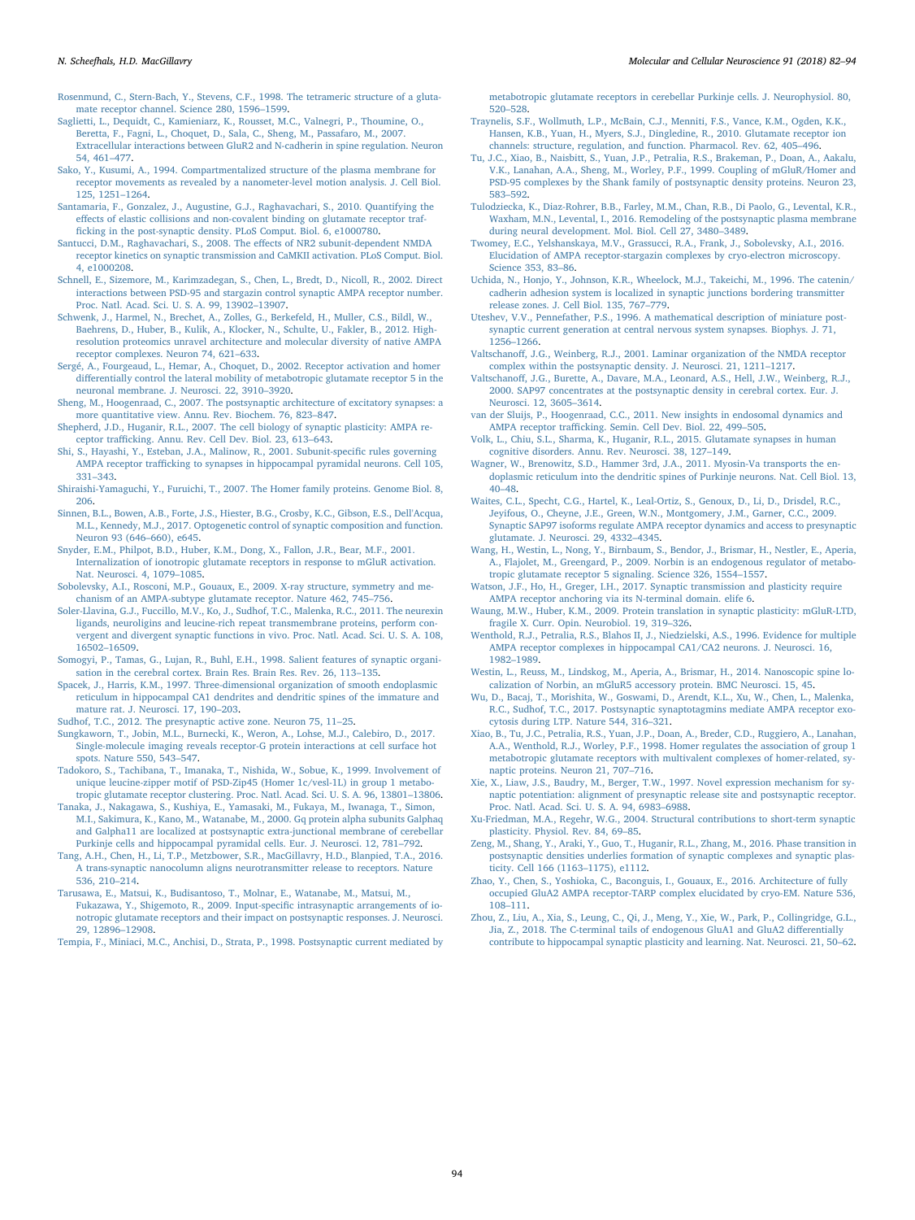Rosenmund, C., Stern-Bach, Y., Stevens, C.F., 1998. The tetrameric structure of a glutamate receptor channel. Science 280, 1596–1599.

Saglietti, L., Dequidt, C., Kamieniarz, K., Rousset, M.C., Valnegri, P., Thoumine, O., Beretta, F., Fagni, L., Choquet, D., Sala, C., Sheng, M., Passafaro, M., 2007. Extracellular interactions between GluR2 and N-cadherin in spine regulation. Neuron 54, 461–477.

Sako, Y., Kusumi, A., 1994. Compartmentalized structure of the plasma membrane for receptor movements as revealed by a nanometer-level motion analysis. J. Cell Biol. 125, 1251–1264.

Santamaria, F., Gonzalez, J., Augustine, G.J., Raghavachari, S., 2010. Quantifying the effects of elastic collisions and non-covalent binding on glutamate receptor trafficking in the post-synaptic density. PLoS Comput. Biol. 6, e1000780.

Santucci, D.M., Raghavachari, S., 2008. The effects of NR2 subunit-dependent NMDA receptor kinetics on synaptic transmission and CaMKII activation. PLoS Comput. Biol. 4, e1000208.

Schnell, E., Sizemore, M., Karimzadegan, S., Chen, L., Bredt, D., Nicoll, R., 2002. Direct interactions between PSD-95 and stargazin control synaptic AMPA receptor number. Proc. Natl. Acad. Sci. U. S. A. 99, 13902–13907.

Schwenk, J., Harmel, N., Brechet, A., Zolles, G., Berkefeld, H., Muller, C.S., Bildl, W., Baehrens, D., Huber, B., Kulik, A., Klocker, N., Schulte, U., Fakler, B., 2012. High-resolution proteomics unravel architecture and molecular diversity of native AMPA receptor complexes. Neuron 74, 621–633.

Sergé, A., Fourgeaud, L., Hemar, A., Choquet, D., 2002. Receptor activation and homer differentially control the lateral mobility of metabotropic glutamate receptor 5 in the neuronal membrane. J. Neurosci. 22, 3910–3920.

Sheng, M., Hoogenraad, C., 2007. The postsynaptic architecture of excitatory synapses: a more quantitative view. Annu. Rev. Biochem. 76, 823–847.

Shepherd, J.D., Huganir, R.L., 2007. The cell biology of synaptic plasticity: AMPA receptor trafficking. Annu. Rev. Cell Dev. Biol. 23, 613–643.

Shi, S., Hayashi, Y., Esteban, J.A., Malinow, R., 2001. Subunit-specific rules governing AMPA receptor trafficking to synapses in hippocampal pyramidal neurons. Cell 105, 331–343.

Shiraishi-Yamaguchi, Y., Furuichi, T., 2007. The Homer family proteins. Genome Biol. 8, 206.

Sinnen, B.L., Bowen, A.B., Forte, J.S., Hiester, B.G., Crosby, K.C., Gibson, E.S., Dell'Acqua, M.L., Kennedy, M.J., 2017. Optogenetic control of synaptic composition and function. Neuron 93 (646–660), e645.

Snyder, E.M., Philpot, B.D., Huber, K.M., Dong, X., Fallon, J.R., Bear, M.F., 2001. Internalization of ionotropic glutamate receptors in response to mGluR activation. Nat. Neurosci. 4, 1079–1085.

Sobolevsky, A.I., Rosconi, M.P., Gouaux, E., 2009. X-ray structure, symmetry and mechanism of an AMPA-subtype glutamate receptor. Nature 462, 745–756.

Soler-Llavina, G.J., Fuccillo, M.V., Ko, J., Sudhof, T.C., Malenka, R.C., 2011. The neurexin ligands, neuroligins and leucine-rich repeat transmembrane proteins, perform convergent and divergent synaptic functions in vivo. Proc. Natl. Acad. Sci. U. S. A. 108, 16502–16509.

Somogyi, P., Tamas, G., Lujan, R., Buhl, E.H., 1998. Salient features of synaptic organisation in the cerebral cortex. Brain Res. Brain Res. Rev. 26, 113–135.

Spacek, J., Harris, K.M., 1997. Three-dimensional organization of smooth endoplasmic reticulum in hippocampal CA1 dendrites and dendritic spines of the immature and mature rat. J. Neurosci. 17, 190–203.

Sudhof, T.C., 2012. The presynaptic active zone. Neuron 75, 11–25.

Sungkaworn, T., Jobin, M.L., Burnecki, K., Weron, A., Lohse, M.J., Calebiro, D., 2017. Single-molecule imaging reveals receptor-G protein interactions at cell surface hot spots. Nature 550, 543–547.

Tadokoro, S., Tachibana, T., Imanaka, T., Nishida, W., Sobue, K., 1999. Involvement of unique leucine-zipper motif of PSD-Zip45 (Homer 1c/vesl-1L) in group 1 metabotropic glutamate receptor clustering. Proc. Natl. Acad. Sci. U. S. A. 96, 13801–13806.

Tanaka, J., Nakagawa, S., Kushiya, E., Yamasaki, M., Fukaya, M., Iwanaga, T., Simon, M.I., Sakimura, K., Kano, M., Watanabe, M., 2000. Gq protein alpha subunits Galphaq and Galpha11 are localized at postsynaptic extra-junctional membrane of cerebellar Purkinje cells and hippocampal pyramidal cells. Eur. J. Neurosci. 12, 781–792.

Tang, A.H., Chen, H., Li, T.P., Metzbower, S.R., MacGillavry, H.D., Blanpied, T.A., 2016. A trans-synaptic nanocolumn aligns neurotransmitter release to receptors. Nature 536, 210–214.

Tarusawa, E., Matsui, K., Budisantoso, T., Molnar, E., Watanabe, M., Matsui, M., Fukazawa, Y., Shigemoto, R., 2009. Input-specific intrasynaptic arrangements of ionotropic glutamate receptors and their impact on postsynaptic responses. J. Neurosci. 29, 12896–12908.

Tempia, F., Miniaci, M.C., Anchisi, D., Strata, P., 1998. Postsynaptic current mediated by metabotropic glutamate receptors in cerebellar Purkinje cells. J. Neurophysiol. 80, 520–528.

Traynelis, S.F., Wollmuth, L.P., McBain, C.J., Menniti, F.S., Vance, K.M., Ogden, K.K., Hansen, K.B., Yuan, H., Myers, S.J., Dingledine, R., 2010. Glutamate receptor ion channels: structure, regulation, and function. Pharmacol. Rev. 62, 405–496.

Tu, J.C., Xiao, B., Naisbitt, S., Yuan, J.P., Petralia, R.S., Brakeman, P., Doan, A., Aakalu, V.K., Lanahan, A.A., Sheng, M., Worley, P.F., 1999. Coupling of mGluR/Homer and PSD-95 complexes by the Shank family of postsynaptic density proteins. Neuron 23, 583–592.

Tulodziecka, K., Diaz-Rohrer, B.B., Farley, M.M., Chan, R.B., Di Paolo, G., Levental, K.R., Waxham, M.N., Levental, I., 2016. Remodeling of the postsynaptic plasma membrane during neural development. Mol. Biol. Cell 27, 3480–3489.

Twomey, E.C., Yelshanskaya, M.V., Grassucci, R.A., Frank, J., Sobolevsky, A.I., 2016. Elucidation of AMPA receptor-stargazin complexes by cryo-electron microscopy. Science 353, 83–86.

Uchida, N., Honjo, Y., Johnson, K.R., Wheelock, M.J., Takeichi, M., 1996. The catenin/cadherin adhesion system is localized in synaptic junctions bordering transmitter release zones. J. Cell Biol. 135, 767–779.

Uteshev, V.V., Pennefather, P.S., 1996. A mathematical description of miniature postsynaptic current generation at central nervous system synapses. Biophys. J. 71, 1256–1266.

Valtschanoff, J.G., Weinberg, R.J., 2001. Laminar organization of the NMDA receptor complex within the postsynaptic density. J. Neurosci. 21, 1211–1217.

Valtschanoff, J.G., Burette, A., Davare, M.A., Leonard, A.S., Hell, J.W., Weinberg, R.J., 2000. SAP97 concentrates at the postsynaptic density in cerebral cortex. Eur. J. Neurosci. 12, 3605–3614.

van der Sluijs, P., Hoogenraad, C.C., 2011. New insights in endosomal dynamics and AMPA receptor trafficking. Semin. Cell Dev. Biol. 22, 499–505.

Volk, L., Chiu, S.L., Sharma, K., Huganir, R.L., 2015. Glutamate synapses in human cognitive disorders. Annu. Rev. Neurosci. 38, 127–149.

Wagner, W., Brenowitz, S.D., Hammer 3rd, J.A., 2011. Myosin-Va transports the endoplasmic reticulum into the dendritic spines of Purkinje neurons. Nat. Cell Biol. 13, 40–48.

Waites, C.L., Specht, C.G., Hartel, K., Leal-Ortiz, S., Genoux, D., Li, D., Drisdel, R.C., Jeyifous, O., Cheyne, J.E., Green, W.N., Montgomery, J.M., Garner, C.C., 2009. Synaptic SAP97 isoforms regulate AMPA receptor dynamics and access to presynaptic glutamate. J. Neurosci. 29, 4332–4345.

Wang, H., Westin, L., Nong, Y., Birnbaum, S., Bendor, J., Brismar, H., Nestler, E., Aperia, A., Flajolet, M., Greengard, P., 2009. Norbin is an endogenous regulator of metabotropic glutamate receptor 5 signaling. Science 326, 1554–1557.

Watson, J.F., Ho, H., Greger, I.H., 2017. Synaptic transmission and plasticity require AMPA receptor anchoring via its N-terminal domain. elife 6.

Waung, M.W., Huber, K.M., 2009. Protein translation in synaptic plasticity: mGluR-LTD, fragile X. Curr. Opin. Neurobiol. 19, 319–326.

Wenthold, R.J., Petralia, R.S., Blahos II, J., Niedzielski, A.S., 1996. Evidence for multiple AMPA receptor complexes in hippocampal CA1/CA2 neurons. J. Neurosci. 16, 1982–1989.

Westin, L., Reuss, M., Lindskog, M., Aperia, A., Brismar, H., 2014. Nanoscopic spine localization of Norbin, an mGluR5 accessory protein. BMC Neurosci. 15, 45.

Wu, D., Bacaj, T., Morishita, W., Goswami, D., Arendt, K.L., Xu, W., Chen, L., Malenka, R.C., Sudhof, T.C., 2017. Postsynaptic synaptotagmins mediate AMPA receptor exocytosis during LTP. Nature 544, 316–321.

Xiao, B., Tu, J.C., Petralia, R.S., Yuan, J.P., Doan, A., Breder, C.D., Ruggiero, A., Lanahan, A.A., Wenthold, R.J., Worley, P.F., 1998. Homer regulates the association of group 1 metabotropic glutamate receptors with multivalent complexes of homer-related, synaptic proteins. Neuron 21, 707–716.

Xie, X., Liaw, J.S., Baudry, M., Berger, T.W., 1997. Novel expression mechanism for synaptic potentiation: alignment of presynaptic release site and postsynaptic receptor. Proc. Natl. Acad. Sci. U. S. A. 94, 6983–6988.

Xu-Friedman, M.A., Regehr, W.G., 2004. Structural contributions to short-term synaptic plasticity. Physiol. Rev. 84, 69–85.

Zeng, M., Shang, Y., Araki, Y., Guo, T., Huganir, R.L., Zhang, M., 2016. Phase transition in postsynaptic densities underlies formation of synaptic complexes and synaptic plasticity. Cell 166 (1163–1175), e1112.

Zhao, Y., Chen, S., Yoshioka, C., Baconguis, I., Gouaux, E., 2016. Architecture of fully occupied GluA2 AMPA receptor-TARP complex elucidated by cryo-EM. Nature 536, 108–111.

Zhou, Z., Liu, A., Xia, S., Leung, C., Qi, J., Meng, Y., Xie, W., Park, P., Collingridge, G.L., Jia, Z., 2018. The C-terminal tails of endogenous GluA1 and GluA2 differentially contribute to hippocampal synaptic plasticity and learning. Nat. Neurosci. 21, 50–62.